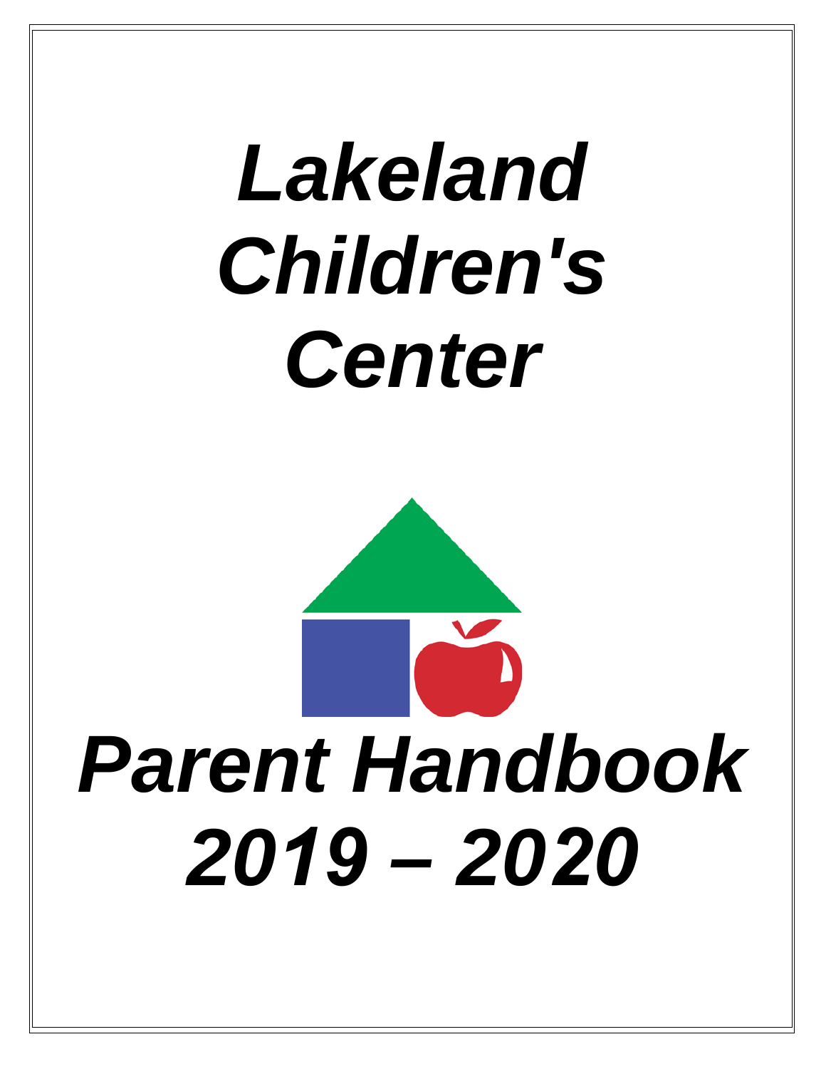# *Lakeland Children's Center*

# *Parent Handbook 2019 – 2020*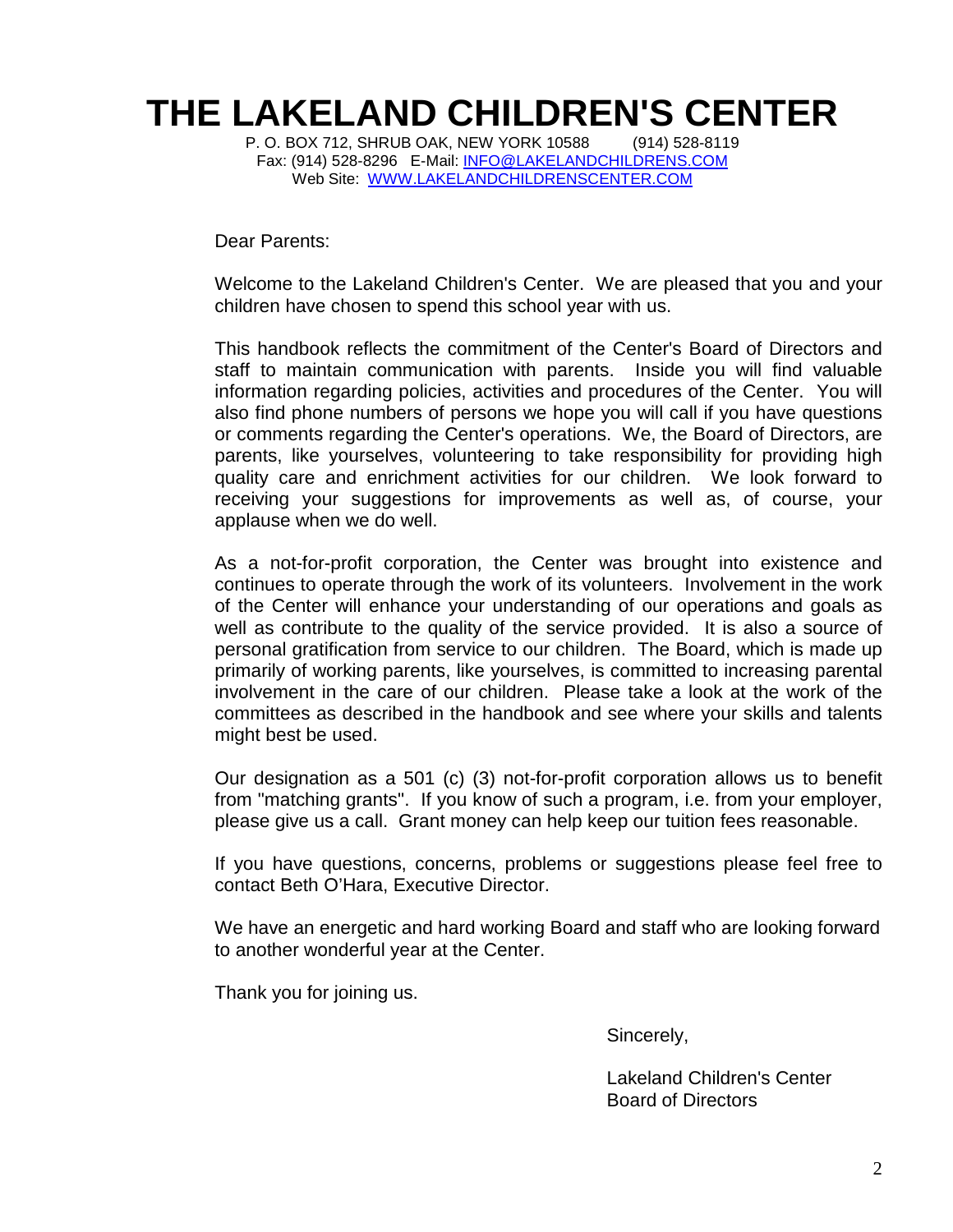# THE LAKELAND CHILDREN'S CENTER

P. O. BOX 712, SHRUB OAK, NEW YORK 10588 (914) 528-8119
Fax: (914) 528-8296 E-Mail: INFO@LAKELANDCHILDRENS.COM
Web Site: WWW.LAKELANDCHILDRENSCENTER.COM

Dear Parents:

Welcome to the Lakeland Children's Center. We are pleased that you and your children have chosen to spend this school year with us.

This handbook reflects the commitment of the Center's Board of Directors and staff to maintain communication with parents. Inside you will find valuable information regarding policies, activities and procedures of the Center. You will also find phone numbers of persons we hope you will call if you have questions or comments regarding the Center's operations. We, the Board of Directors, are parents, like yourselves, volunteering to take responsibility for providing high quality care and enrichment activities for our children. We look forward to receiving your suggestions for improvements as well as, of course, your applause when we do well.

As a not-for-profit corporation, the Center was brought into existence and continues to operate through the work of its volunteers. Involvement in the work of the Center will enhance your understanding of our operations and goals as well as contribute to the quality of the service provided. It is also a source of personal gratification from service to our children. The Board, which is made up primarily of working parents, like yourselves, is committed to increasing parental involvement in the care of our children. Please take a look at the work of the committees as described in the handbook and see where your skills and talents might best be used.

Our designation as a 501 (c) (3) not-for-profit corporation allows us to benefit from "matching grants". If you know of such a program, i.e. from your employer, please give us a call. Grant money can help keep our tuition fees reasonable.

If you have questions, concerns, problems or suggestions please feel free to contact Beth O'Hara, Executive Director.

We have an energetic and hard working Board and staff who are looking forward to another wonderful year at the Center.

Thank you for joining us.

Sincerely,

Lakeland Children's Center
Board of Directors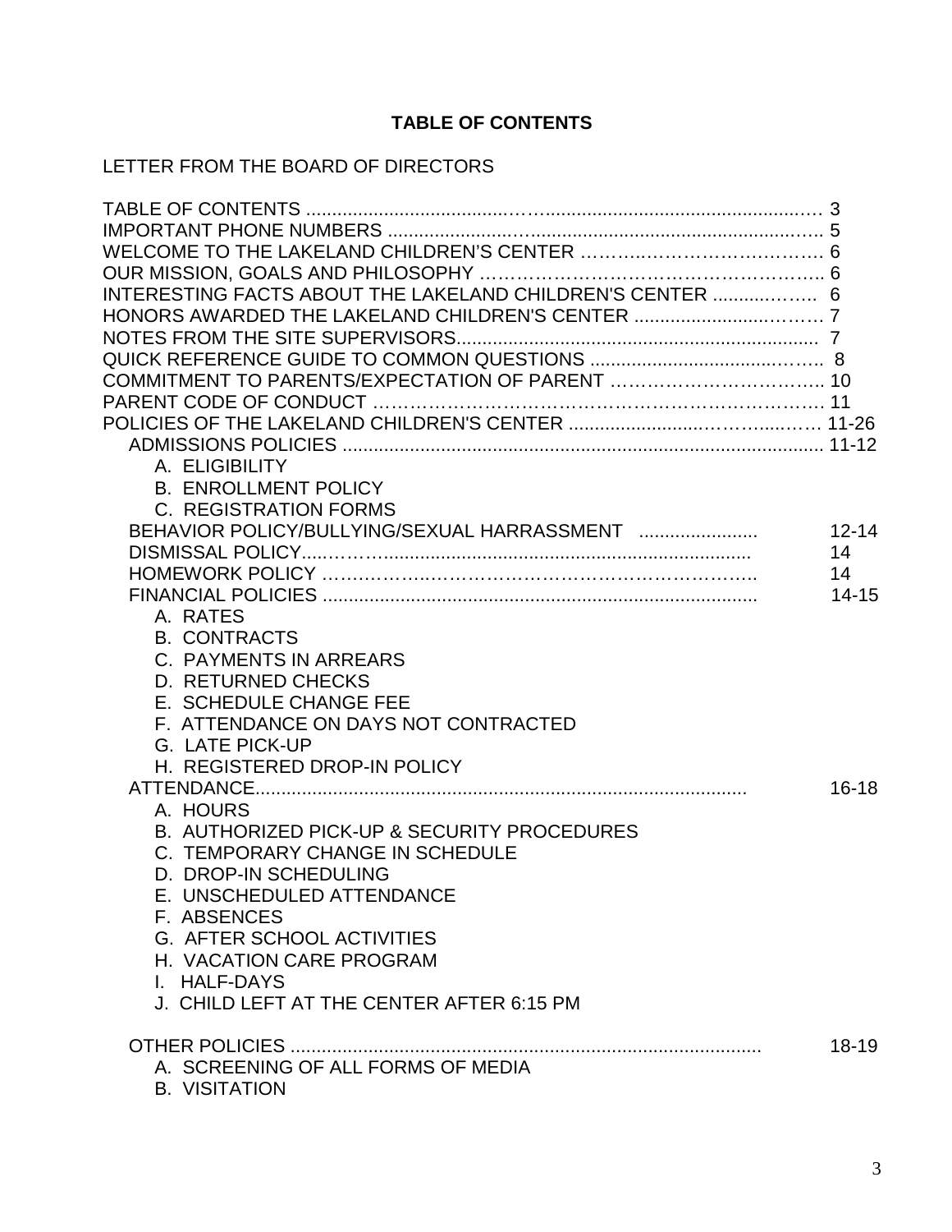# TABLE OF CONTENTS

LETTER FROM THE BOARD OF DIRECTORS

| | |
|---|---|
| TABLE OF CONTENTS | 3 |
| IMPORTANT PHONE NUMBERS | 5 |
| WELCOME TO THE LAKELAND CHILDREN'S CENTER | 6 |
| OUR MISSION, GOALS AND PHILOSOPHY | 6 |
| INTERESTING FACTS ABOUT THE LAKELAND CHILDREN'S CENTER | 6 |
| HONORS AWARDED THE LAKELAND CHILDREN'S CENTER | 7 |
| NOTES FROM THE SITE SUPERVISORS | 7 |
| QUICK REFERENCE GUIDE TO COMMON QUESTIONS | 8 |
| COMMITMENT TO PARENTS/EXPECTATION OF PARENT | 10 |
| PARENT CODE OF CONDUCT | 11 |
| POLICIES OF THE LAKELAND CHILDREN'S CENTER | 11-26 |
| ADMISSIONS POLICIES | 11-12 |
| A. ELIGIBILITY | |
| B. ENROLLMENT POLICY | |
| C. REGISTRATION FORMS | |
| BEHAVIOR POLICY/BULLYING/SEXUAL HARRASSMENT | 12-14 |
| DISMISSAL POLICY | 14 |
| HOMEWORK POLICY | 14 |
| FINANCIAL POLICIES | 14-15 |
| A. RATES | |
| B. CONTRACTS | |
| C. PAYMENTS IN ARREARS | |
| D. RETURNED CHECKS | |
| E. SCHEDULE CHANGE FEE | |
| F. ATTENDANCE ON DAYS NOT CONTRACTED | |
| G. LATE PICK-UP | |
| H. REGISTERED DROP-IN POLICY | |
| ATTENDANCE | 16-18 |
| A. HOURS | |
| B. AUTHORIZED PICK-UP & SECURITY PROCEDURES | |
| C. TEMPORARY CHANGE IN SCHEDULE | |
| D. DROP-IN SCHEDULING | |
| E. UNSCHEDULED ATTENDANCE | |
| F. ABSENCES | |
| G. AFTER SCHOOL ACTIVITIES | |
| H. VACATION CARE PROGRAM | |
| I. HALF-DAYS | |
| J. CHILD LEFT AT THE CENTER AFTER 6:15 PM | |
| OTHER POLICIES | 18-19 |
| A. SCREENING OF ALL FORMS OF MEDIA | |
| B. VISITATION | |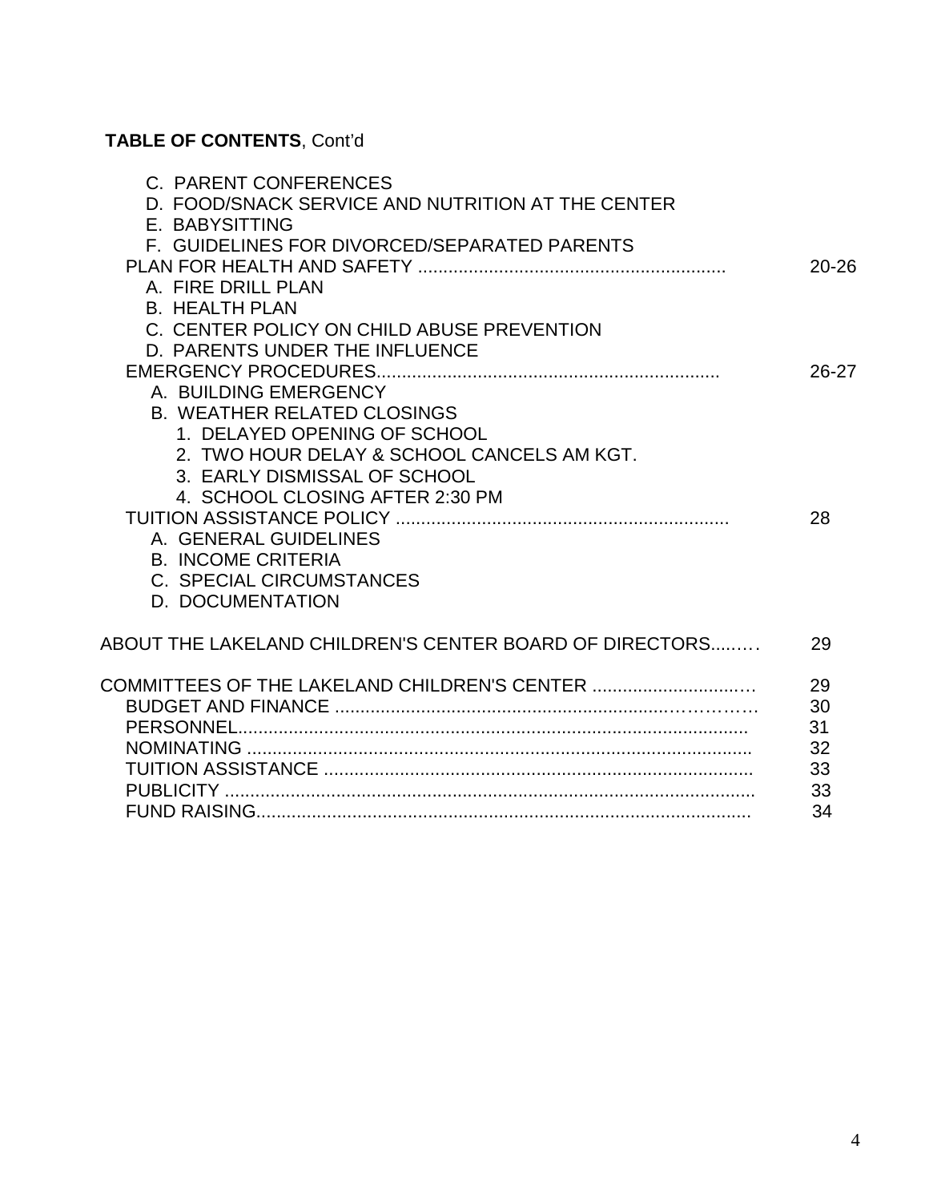**TABLE OF CONTENTS**, Cont'd

| | |
|---|---|
| C. PARENT CONFERENCES | |
| D. FOOD/SNACK SERVICE AND NUTRITION AT THE CENTER | |
| E. BABYSITTING | |
| F. GUIDELINES FOR DIVORCED/SEPARATED PARENTS | |
| PLAN FOR HEALTH AND SAFETY | 20-26 |
| A. FIRE DRILL PLAN | |
| B. HEALTH PLAN | |
| C. CENTER POLICY ON CHILD ABUSE PREVENTION | |
| D. PARENTS UNDER THE INFLUENCE | |
| EMERGENCY PROCEDURES | 26-27 |
| A. BUILDING EMERGENCY | |
| B. WEATHER RELATED CLOSINGS | |
| 1. DELAYED OPENING OF SCHOOL | |
| 2. TWO HOUR DELAY & SCHOOL CANCELS AM KGT. | |
| 3. EARLY DISMISSAL OF SCHOOL | |
| 4. SCHOOL CLOSING AFTER 2:30 PM | |
| TUITION ASSISTANCE POLICY | 28 |
| A. GENERAL GUIDELINES | |
| B. INCOME CRITERIA | |
| C. SPECIAL CIRCUMSTANCES | |
| D. DOCUMENTATION | |
| ABOUT THE LAKELAND CHILDREN'S CENTER BOARD OF DIRECTORS | 29 |
| COMMITTEES OF THE LAKELAND CHILDREN'S CENTER | 29 |
| BUDGET AND FINANCE | 30 |
| PERSONNEL | 31 |
| NOMINATING | 32 |
| TUITION ASSISTANCE | 33 |
| PUBLICITY | 33 |
| FUND RAISING | 34 |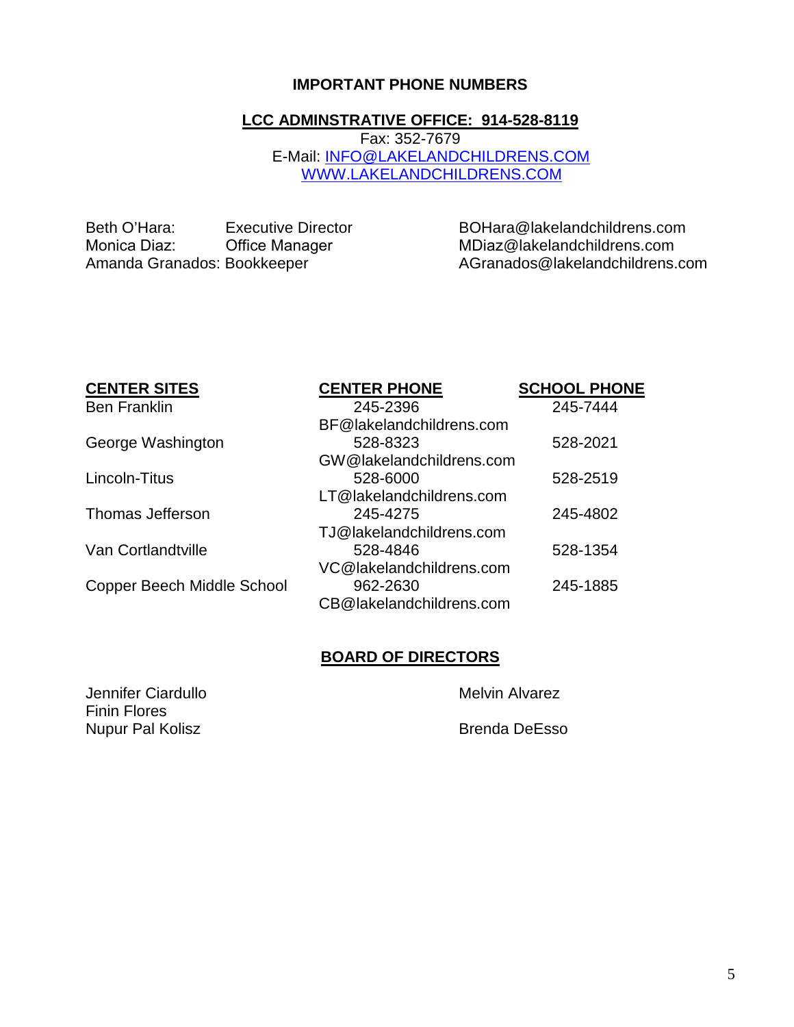## IMPORTANT PHONE NUMBERS

**LCC ADMINSTRATIVE OFFICE: 914-528-8119**

Fax: 352-7679
E-Mail: INFO@LAKELANDCHILDRENS.COM
WWW.LAKELANDCHILDRENS.COM

| | | |
|---|---|---|
| Beth O'Hara: | Executive Director | BOHara@lakelandchildrens.com |
| Monica Diaz: | Office Manager | MDiaz@lakelandchildrens.com |
| Amanda Granados: | Bookkeeper | AGranados@lakelandchildrens.com |

| CENTER SITES | CENTER PHONE | SCHOOL PHONE |
|---|---|---|
| Ben Franklin | 245-2396<br>BF@lakelandchildrens.com | 245-7444 |
| George Washington | 528-8323<br>GW@lakelandchildrens.com | 528-2021 |
| Lincoln-Titus | 528-6000<br>LT@lakelandchildrens.com | 528-2519 |
| Thomas Jefferson | 245-4275<br>TJ@lakelandchildrens.com | 245-4802 |
| Van Cortlandtville | 528-4846<br>VC@lakelandchildrens.com | 528-1354 |
| Copper Beech Middle School | 962-2630<br>CB@lakelandchildrens.com | 245-1885 |

## BOARD OF DIRECTORS

Jennifer Ciardullo
Finin Flores
Nupur Pal Kolisz
Melvin Alvarez
Brenda DeEsso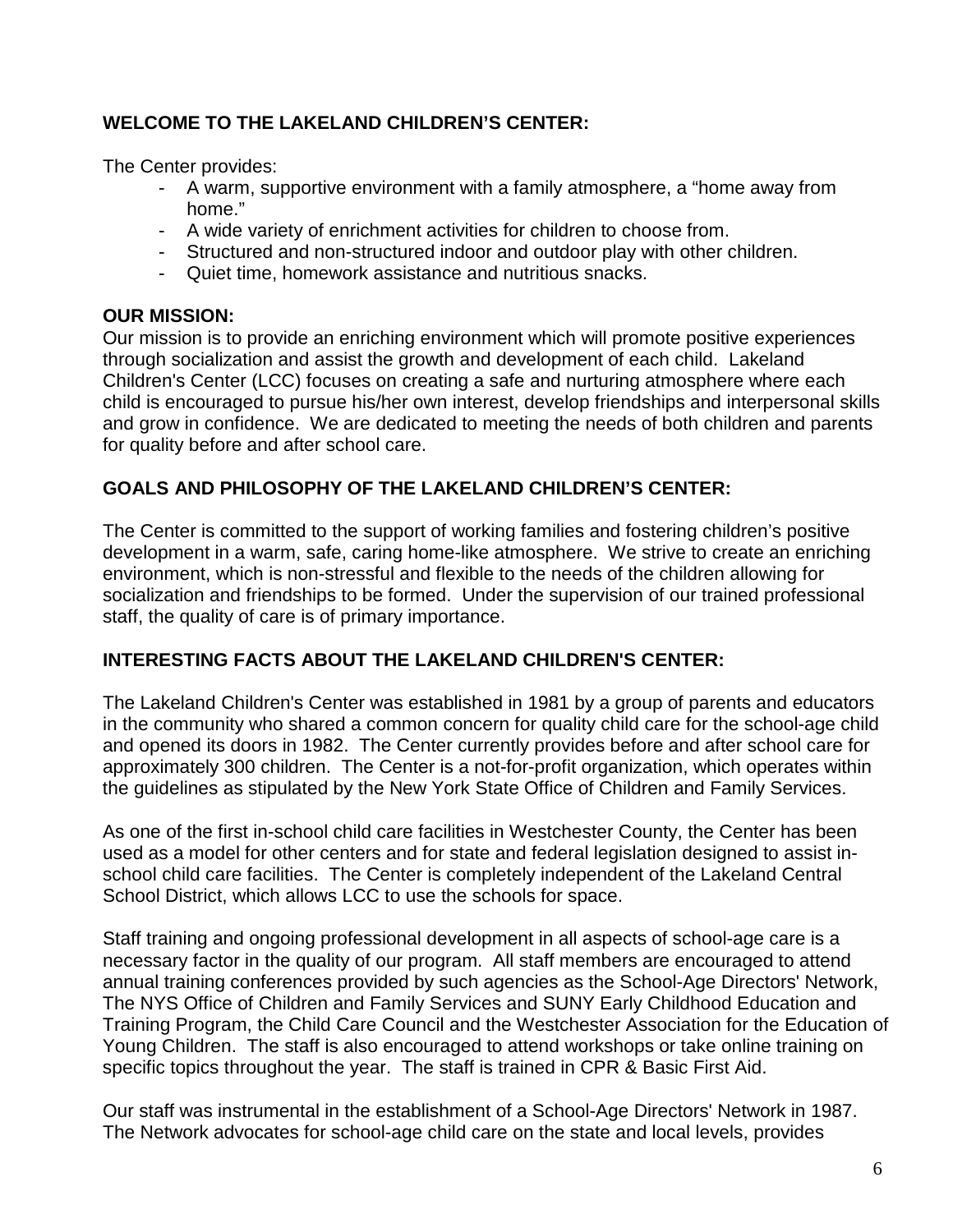**WELCOME TO THE LAKELAND CHILDREN'S CENTER:**

The Center provides:

- A warm, supportive environment with a family atmosphere, a "home away from home."
- A wide variety of enrichment activities for children to choose from.
- Structured and non-structured indoor and outdoor play with other children.
- Quiet time, homework assistance and nutritious snacks.

**OUR MISSION:**

Our mission is to provide an enriching environment which will promote positive experiences through socialization and assist the growth and development of each child. Lakeland Children's Center (LCC) focuses on creating a safe and nurturing atmosphere where each child is encouraged to pursue his/her own interest, develop friendships and interpersonal skills and grow in confidence. We are dedicated to meeting the needs of both children and parents for quality before and after school care.

**GOALS AND PHILOSOPHY OF THE LAKELAND CHILDREN'S CENTER:**

The Center is committed to the support of working families and fostering children's positive development in a warm, safe, caring home-like atmosphere. We strive to create an enriching environment, which is non-stressful and flexible to the needs of the children allowing for socialization and friendships to be formed. Under the supervision of our trained professional staff, the quality of care is of primary importance.

**INTERESTING FACTS ABOUT THE LAKELAND CHILDREN'S CENTER:**

The Lakeland Children's Center was established in 1981 by a group of parents and educators in the community who shared a common concern for quality child care for the school-age child and opened its doors in 1982. The Center currently provides before and after school care for approximately 300 children. The Center is a not-for-profit organization, which operates within the guidelines as stipulated by the New York State Office of Children and Family Services.

As one of the first in-school child care facilities in Westchester County, the Center has been used as a model for other centers and for state and federal legislation designed to assist in-school child care facilities. The Center is completely independent of the Lakeland Central School District, which allows LCC to use the schools for space.

Staff training and ongoing professional development in all aspects of school-age care is a necessary factor in the quality of our program. All staff members are encouraged to attend annual training conferences provided by such agencies as the School-Age Directors' Network, The NYS Office of Children and Family Services and SUNY Early Childhood Education and Training Program, the Child Care Council and the Westchester Association for the Education of Young Children. The staff is also encouraged to attend workshops or take online training on specific topics throughout the year. The staff is trained in CPR & Basic First Aid.

Our staff was instrumental in the establishment of a School-Age Directors' Network in 1987. The Network advocates for school-age child care on the state and local levels, provides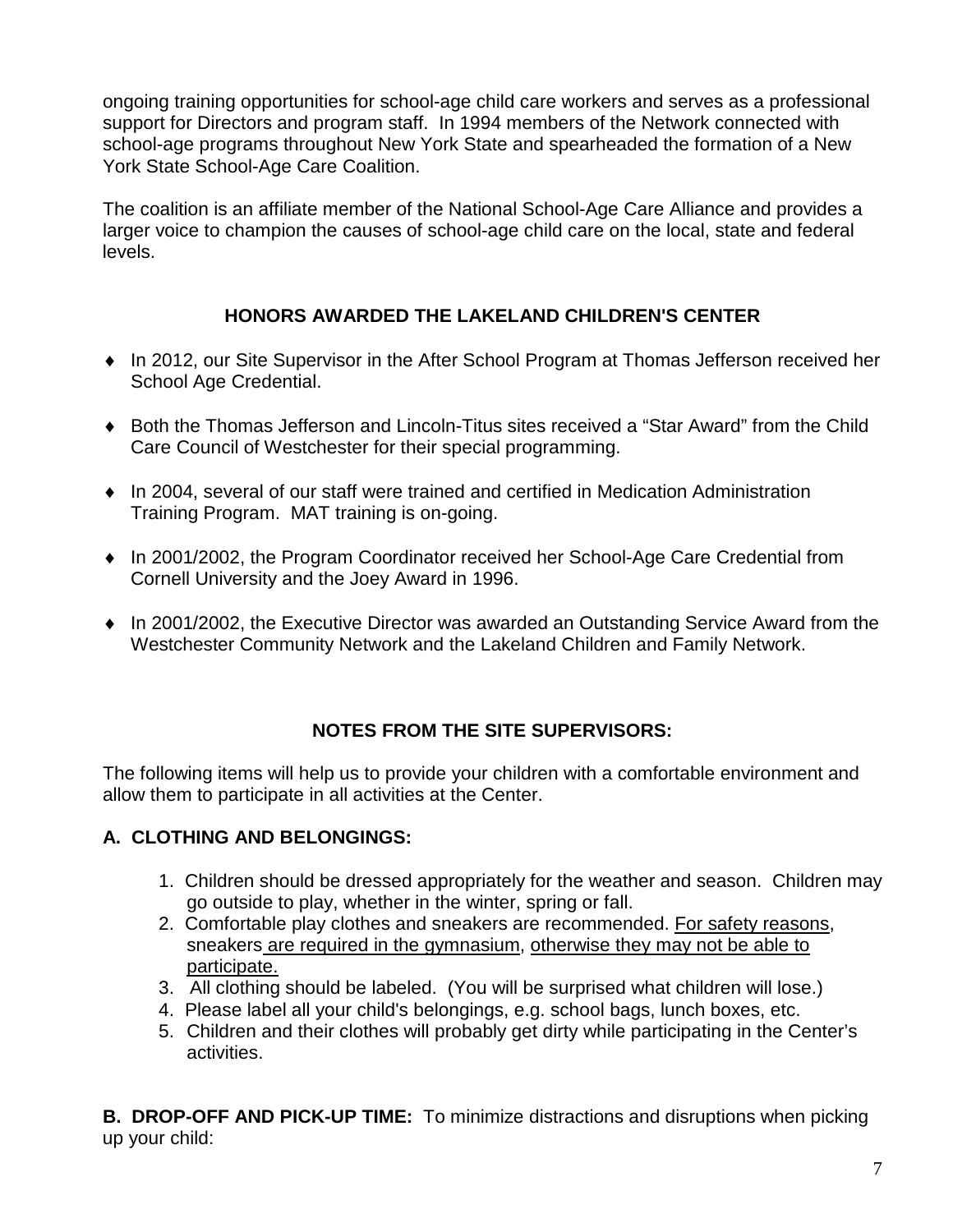ongoing training opportunities for school-age child care workers and serves as a professional support for Directors and program staff. In 1994 members of the Network connected with school-age programs throughout New York State and spearheaded the formation of a New York State School-Age Care Coalition.

The coalition is an affiliate member of the National School-Age Care Alliance and provides a larger voice to champion the causes of school-age child care on the local, state and federal levels.

## HONORS AWARDED THE LAKELAND CHILDREN'S CENTER

- In 2012, our Site Supervisor in the After School Program at Thomas Jefferson received her School Age Credential.
- Both the Thomas Jefferson and Lincoln-Titus sites received a "Star Award" from the Child Care Council of Westchester for their special programming.
- In 2004, several of our staff were trained and certified in Medication Administration Training Program. MAT training is on-going.
- In 2001/2002, the Program Coordinator received her School-Age Care Credential from Cornell University and the Joey Award in 1996.
- In 2001/2002, the Executive Director was awarded an Outstanding Service Award from the Westchester Community Network and the Lakeland Children and Family Network.

## NOTES FROM THE SITE SUPERVISORS:

The following items will help us to provide your children with a comfortable environment and allow them to participate in all activities at the Center.

### A. CLOTHING AND BELONGINGS:

1. Children should be dressed appropriately for the weather and season. Children may go outside to play, whether in the winter, spring or fall.
2. Comfortable play clothes and sneakers are recommended. <u>For safety reasons</u>, sneakers <u>are required in the gymnasium</u>, <u>otherwise they may not be able to participate.</u>
3. All clothing should be labeled. (You will be surprised what children will lose.)
4. Please label all your child's belongings, e.g. school bags, lunch boxes, etc.
5. Children and their clothes will probably get dirty while participating in the Center's activities.

**B. DROP-OFF AND PICK-UP TIME:** To minimize distractions and disruptions when picking up your child: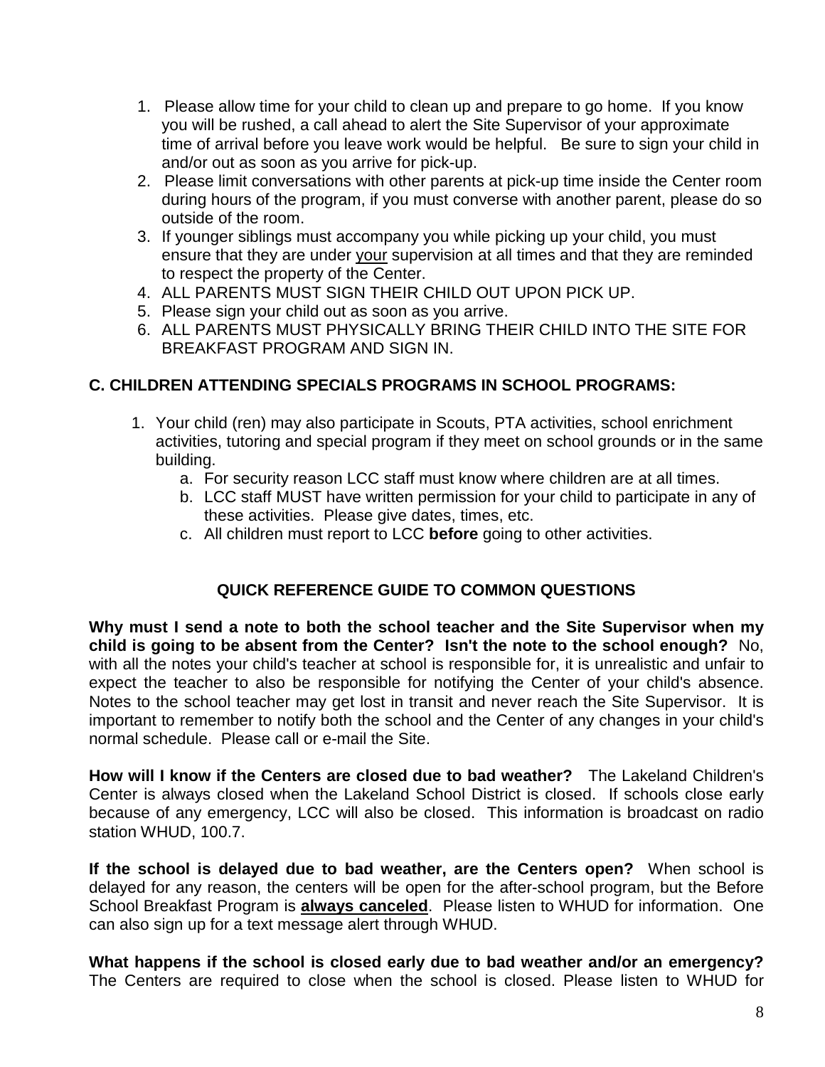1. Please allow time for your child to clean up and prepare to go home. If you know you will be rushed, a call ahead to alert the Site Supervisor of your approximate time of arrival before you leave work would be helpful. Be sure to sign your child in and/or out as soon as you arrive for pick-up.
2. Please limit conversations with other parents at pick-up time inside the Center room during hours of the program, if you must converse with another parent, please do so outside of the room.
3. If younger siblings must accompany you while picking up your child, you must ensure that they are under <u>your</u> supervision at all times and that they are reminded to respect the property of the Center.
4. ALL PARENTS MUST SIGN THEIR CHILD OUT UPON PICK UP.
5. Please sign your child out as soon as you arrive.
6. ALL PARENTS MUST PHYSICALLY BRING THEIR CHILD INTO THE SITE FOR BREAKFAST PROGRAM AND SIGN IN.

## C. CHILDREN ATTENDING SPECIALS PROGRAMS IN SCHOOL PROGRAMS:

1. Your child (ren) may also participate in Scouts, PTA activities, school enrichment activities, tutoring and special program if they meet on school grounds or in the same building.
   a. For security reason LCC staff must know where children are at all times.
   b. LCC staff MUST have written permission for your child to participate in any of these activities. Please give dates, times, etc.
   c. All children must report to LCC **before** going to other activities.

## QUICK REFERENCE GUIDE TO COMMON QUESTIONS

**Why must I send a note to both the school teacher and the Site Supervisor when my child is going to be absent from the Center? Isn't the note to the school enough?** No, with all the notes your child's teacher at school is responsible for, it is unrealistic and unfair to expect the teacher to also be responsible for notifying the Center of your child's absence. Notes to the school teacher may get lost in transit and never reach the Site Supervisor. It is important to remember to notify both the school and the Center of any changes in your child's normal schedule. Please call or e-mail the Site.

**How will I know if the Centers are closed due to bad weather?** The Lakeland Children's Center is always closed when the Lakeland School District is closed. If schools close early because of any emergency, LCC will also be closed. This information is broadcast on radio station WHUD, 100.7.

**If the school is delayed due to bad weather, are the Centers open?** When school is delayed for any reason, the centers will be open for the after-school program, but the Before School Breakfast Program is **<u>always canceled</u>**. Please listen to WHUD for information. One can also sign up for a text message alert through WHUD.

**What happens if the school is closed early due to bad weather and/or an emergency?** The Centers are required to close when the school is closed. Please listen to WHUD for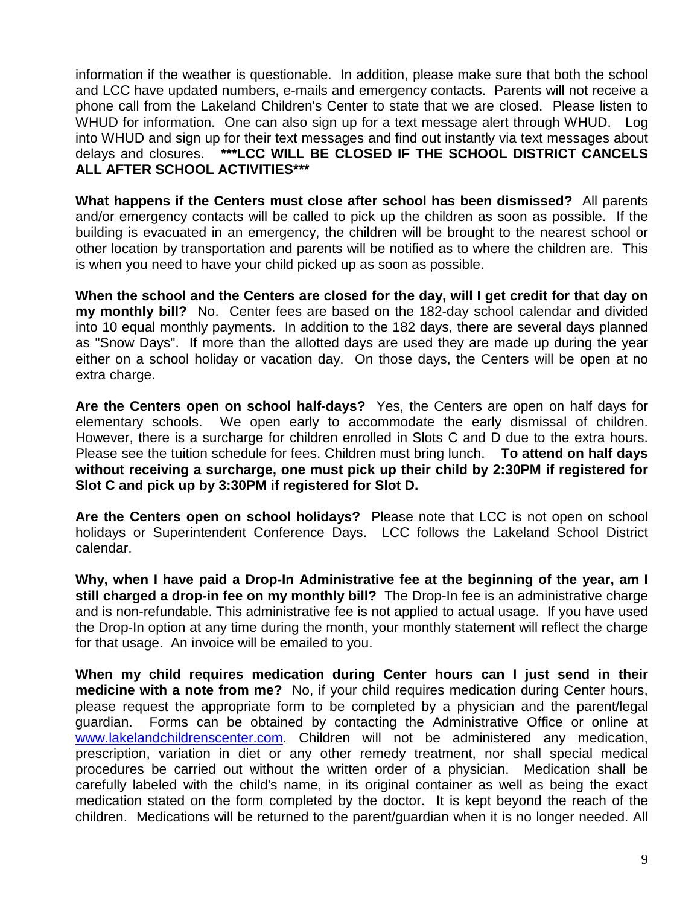information if the weather is questionable. In addition, please make sure that both the school and LCC have updated numbers, e-mails and emergency contacts. Parents will not receive a phone call from the Lakeland Children's Center to state that we are closed. Please listen to WHUD for information. <u>One can also sign up for a text message alert through WHUD.</u> Log into WHUD and sign up for their text messages and find out instantly via text messages about delays and closures. **\*\*\*LCC WILL BE CLOSED IF THE SCHOOL DISTRICT CANCELS ALL AFTER SCHOOL ACTIVITIES\*\*\***

**What happens if the Centers must close after school has been dismissed?** All parents and/or emergency contacts will be called to pick up the children as soon as possible. If the building is evacuated in an emergency, the children will be brought to the nearest school or other location by transportation and parents will be notified as to where the children are. This is when you need to have your child picked up as soon as possible.

**When the school and the Centers are closed for the day, will I get credit for that day on my monthly bill?** No. Center fees are based on the 182-day school calendar and divided into 10 equal monthly payments. In addition to the 182 days, there are several days planned as "Snow Days". If more than the allotted days are used they are made up during the year either on a school holiday or vacation day. On those days, the Centers will be open at no extra charge.

**Are the Centers open on school half-days?** Yes, the Centers are open on half days for elementary schools. We open early to accommodate the early dismissal of children. However, there is a surcharge for children enrolled in Slots C and D due to the extra hours. Please see the tuition schedule for fees. Children must bring lunch. **To attend on half days without receiving a surcharge, one must pick up their child by 2:30PM if registered for Slot C and pick up by 3:30PM if registered for Slot D.**

**Are the Centers open on school holidays?** Please note that LCC is not open on school holidays or Superintendent Conference Days. LCC follows the Lakeland School District calendar.

**Why, when I have paid a Drop-In Administrative fee at the beginning of the year, am I still charged a drop-in fee on my monthly bill?** The Drop-In fee is an administrative charge and is non-refundable. This administrative fee is not applied to actual usage. If you have used the Drop-In option at any time during the month, your monthly statement will reflect the charge for that usage. An invoice will be emailed to you.

**When my child requires medication during Center hours can I just send in their medicine with a note from me?** No, if your child requires medication during Center hours, please request the appropriate form to be completed by a physician and the parent/legal guardian. Forms can be obtained by contacting the Administrative Office or online at [www.lakelandchildrenscenter.com](http://www.lakelandchildrenscenter.com). Children will not be administered any medication, prescription, variation in diet or any other remedy treatment, nor shall special medical procedures be carried out without the written order of a physician. Medication shall be carefully labeled with the child's name, in its original container as well as being the exact medication stated on the form completed by the doctor. It is kept beyond the reach of the children. Medications will be returned to the parent/guardian when it is no longer needed. All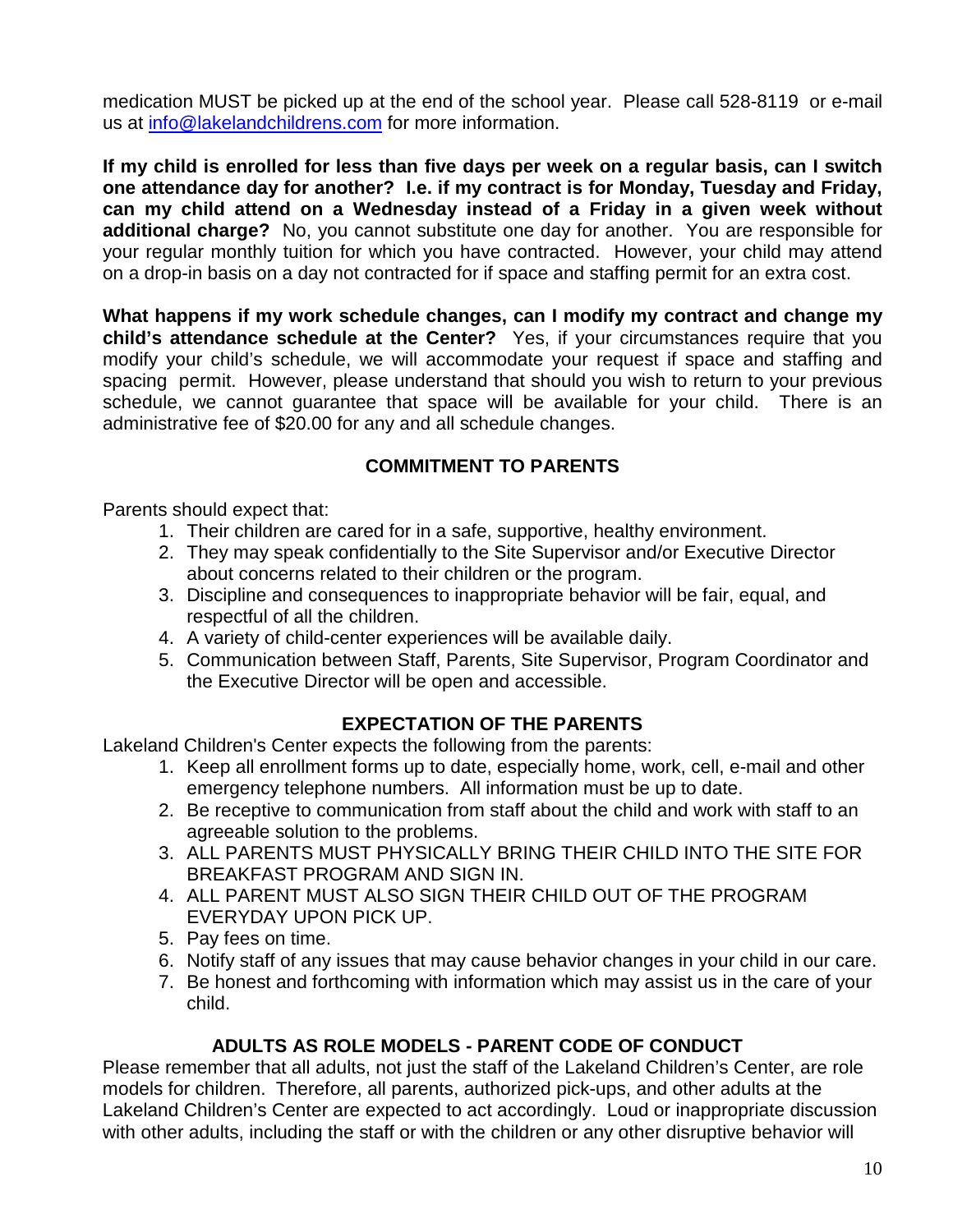medication MUST be picked up at the end of the school year. Please call 528-8119 or e-mail us at [info@lakelandchildrens.com](mailto:info@lakelandchildrens.com) for more information.

**If my child is enrolled for less than five days per week on a regular basis, can I switch one attendance day for another? I.e. if my contract is for Monday, Tuesday and Friday, can my child attend on a Wednesday instead of a Friday in a given week without additional charge?** No, you cannot substitute one day for another. You are responsible for your regular monthly tuition for which you have contracted. However, your child may attend on a drop-in basis on a day not contracted for if space and staffing permit for an extra cost.

**What happens if my work schedule changes, can I modify my contract and change my child's attendance schedule at the Center?** Yes, if your circumstances require that you modify your child's schedule, we will accommodate your request if space and staffing and spacing permit. However, please understand that should you wish to return to your previous schedule, we cannot guarantee that space will be available for your child. There is an administrative fee of $20.00 for any and all schedule changes.

## COMMITMENT TO PARENTS

Parents should expect that:

1. Their children are cared for in a safe, supportive, healthy environment.
2. They may speak confidentially to the Site Supervisor and/or Executive Director about concerns related to their children or the program.
3. Discipline and consequences to inappropriate behavior will be fair, equal, and respectful of all the children.
4. A variety of child-center experiences will be available daily.
5. Communication between Staff, Parents, Site Supervisor, Program Coordinator and the Executive Director will be open and accessible.

## EXPECTATION OF THE PARENTS

Lakeland Children's Center expects the following from the parents:

1. Keep all enrollment forms up to date, especially home, work, cell, e-mail and other emergency telephone numbers. All information must be up to date.
2. Be receptive to communication from staff about the child and work with staff to an agreeable solution to the problems.
3. ALL PARENTS MUST PHYSICALLY BRING THEIR CHILD INTO THE SITE FOR BREAKFAST PROGRAM AND SIGN IN.
4. ALL PARENT MUST ALSO SIGN THEIR CHILD OUT OF THE PROGRAM EVERYDAY UPON PICK UP.
5. Pay fees on time.
6. Notify staff of any issues that may cause behavior changes in your child in our care.
7. Be honest and forthcoming with information which may assist us in the care of your child.

## ADULTS AS ROLE MODELS - PARENT CODE OF CONDUCT

Please remember that all adults, not just the staff of the Lakeland Children's Center, are role models for children. Therefore, all parents, authorized pick-ups, and other adults at the Lakeland Children's Center are expected to act accordingly. Loud or inappropriate discussion with other adults, including the staff or with the children or any other disruptive behavior will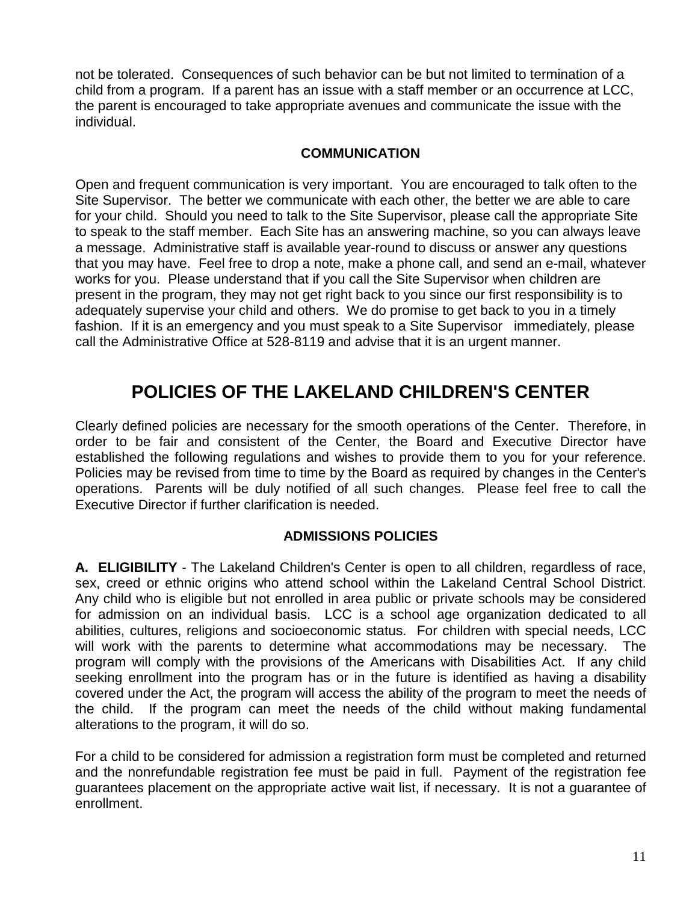not be tolerated. Consequences of such behavior can be but not limited to termination of a child from a program. If a parent has an issue with a staff member or an occurrence at LCC, the parent is encouraged to take appropriate avenues and communicate the issue with the individual.

### COMMUNICATION

Open and frequent communication is very important. You are encouraged to talk often to the Site Supervisor. The better we communicate with each other, the better we are able to care for your child. Should you need to talk to the Site Supervisor, please call the appropriate Site to speak to the staff member. Each Site has an answering machine, so you can always leave a message. Administrative staff is available year-round to discuss or answer any questions that you may have. Feel free to drop a note, make a phone call, and send an e-mail, whatever works for you. Please understand that if you call the Site Supervisor when children are present in the program, they may not get right back to you since our first responsibility is to adequately supervise your child and others. We do promise to get back to you in a timely fashion. If it is an emergency and you must speak to a Site Supervisor immediately, please call the Administrative Office at 528-8119 and advise that it is an urgent manner.

# POLICIES OF THE LAKELAND CHILDREN'S CENTER

Clearly defined policies are necessary for the smooth operations of the Center. Therefore, in order to be fair and consistent of the Center, the Board and Executive Director have established the following regulations and wishes to provide them to you for your reference. Policies may be revised from time to time by the Board as required by changes in the Center's operations. Parents will be duly notified of all such changes. Please feel free to call the Executive Director if further clarification is needed.

### ADMISSIONS POLICIES

**A. ELIGIBILITY** - The Lakeland Children's Center is open to all children, regardless of race, sex, creed or ethnic origins who attend school within the Lakeland Central School District. Any child who is eligible but not enrolled in area public or private schools may be considered for admission on an individual basis. LCC is a school age organization dedicated to all abilities, cultures, religions and socioeconomic status. For children with special needs, LCC will work with the parents to determine what accommodations may be necessary. The program will comply with the provisions of the Americans with Disabilities Act. If any child seeking enrollment into the program has or in the future is identified as having a disability covered under the Act, the program will access the ability of the program to meet the needs of the child. If the program can meet the needs of the child without making fundamental alterations to the program, it will do so.

For a child to be considered for admission a registration form must be completed and returned and the nonrefundable registration fee must be paid in full. Payment of the registration fee guarantees placement on the appropriate active wait list, if necessary. It is not a guarantee of enrollment.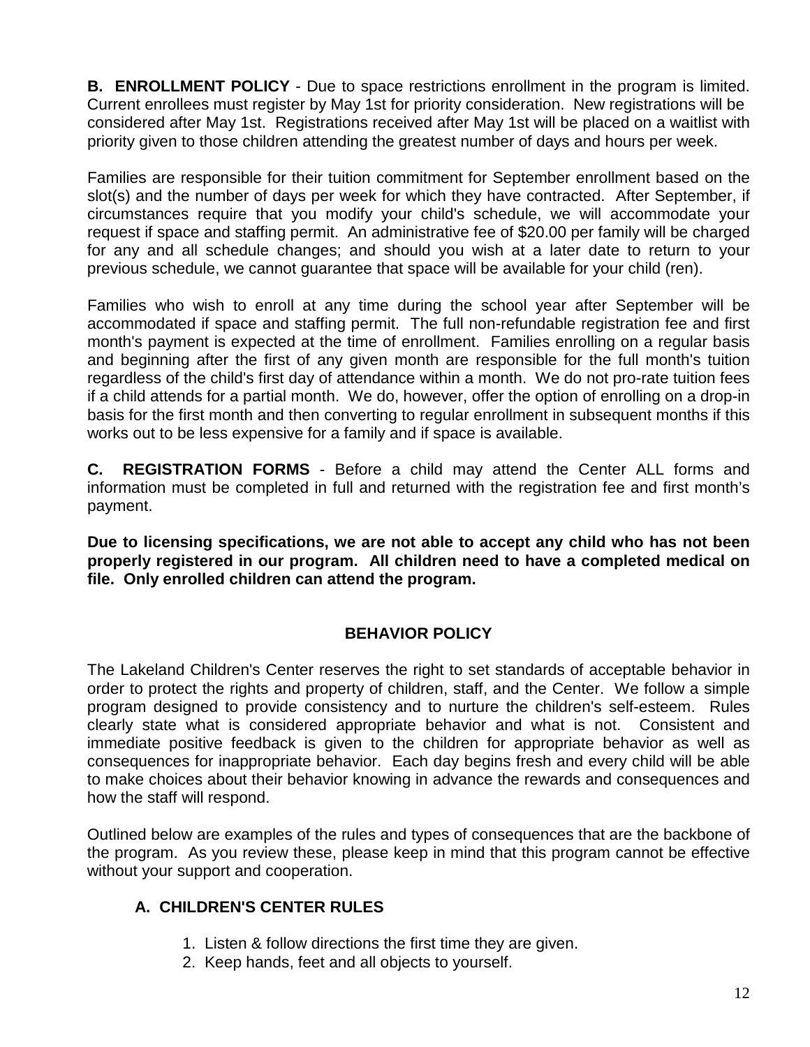**B. ENROLLMENT POLICY** - Due to space restrictions enrollment in the program is limited. Current enrollees must register by May 1st for priority consideration. New registrations will be considered after May 1st. Registrations received after May 1st will be placed on a waitlist with priority given to those children attending the greatest number of days and hours per week.

Families are responsible for their tuition commitment for September enrollment based on the slot(s) and the number of days per week for which they have contracted. After September, if circumstances require that you modify your child's schedule, we will accommodate your request if space and staffing permit. An administrative fee of $20.00 per family will be charged for any and all schedule changes; and should you wish at a later date to return to your previous schedule, we cannot guarantee that space will be available for your child (ren).

Families who wish to enroll at any time during the school year after September will be accommodated if space and staffing permit. The full non-refundable registration fee and first month's payment is expected at the time of enrollment. Families enrolling on a regular basis and beginning after the first of any given month are responsible for the full month's tuition regardless of the child's first day of attendance within a month. We do not pro-rate tuition fees if a child attends for a partial month. We do, however, offer the option of enrolling on a drop-in basis for the first month and then converting to regular enrollment in subsequent months if this works out to be less expensive for a family and if space is available.

**C. REGISTRATION FORMS** - Before a child may attend the Center ALL forms and information must be completed in full and returned with the registration fee and first month's payment.

**Due to licensing specifications, we are not able to accept any child who has not been properly registered in our program. All children need to have a completed medical on file. Only enrolled children can attend the program.**

## BEHAVIOR POLICY

The Lakeland Children's Center reserves the right to set standards of acceptable behavior in order to protect the rights and property of children, staff, and the Center. We follow a simple program designed to provide consistency and to nurture the children's self-esteem. Rules clearly state what is considered appropriate behavior and what is not. Consistent and immediate positive feedback is given to the children for appropriate behavior as well as consequences for inappropriate behavior. Each day begins fresh and every child will be able to make choices about their behavior knowing in advance the rewards and consequences and how the staff will respond.

Outlined below are examples of the rules and types of consequences that are the backbone of the program. As you review these, please keep in mind that this program cannot be effective without your support and cooperation.

### A. CHILDREN'S CENTER RULES

1. Listen & follow directions the first time they are given.
2. Keep hands, feet and all objects to yourself.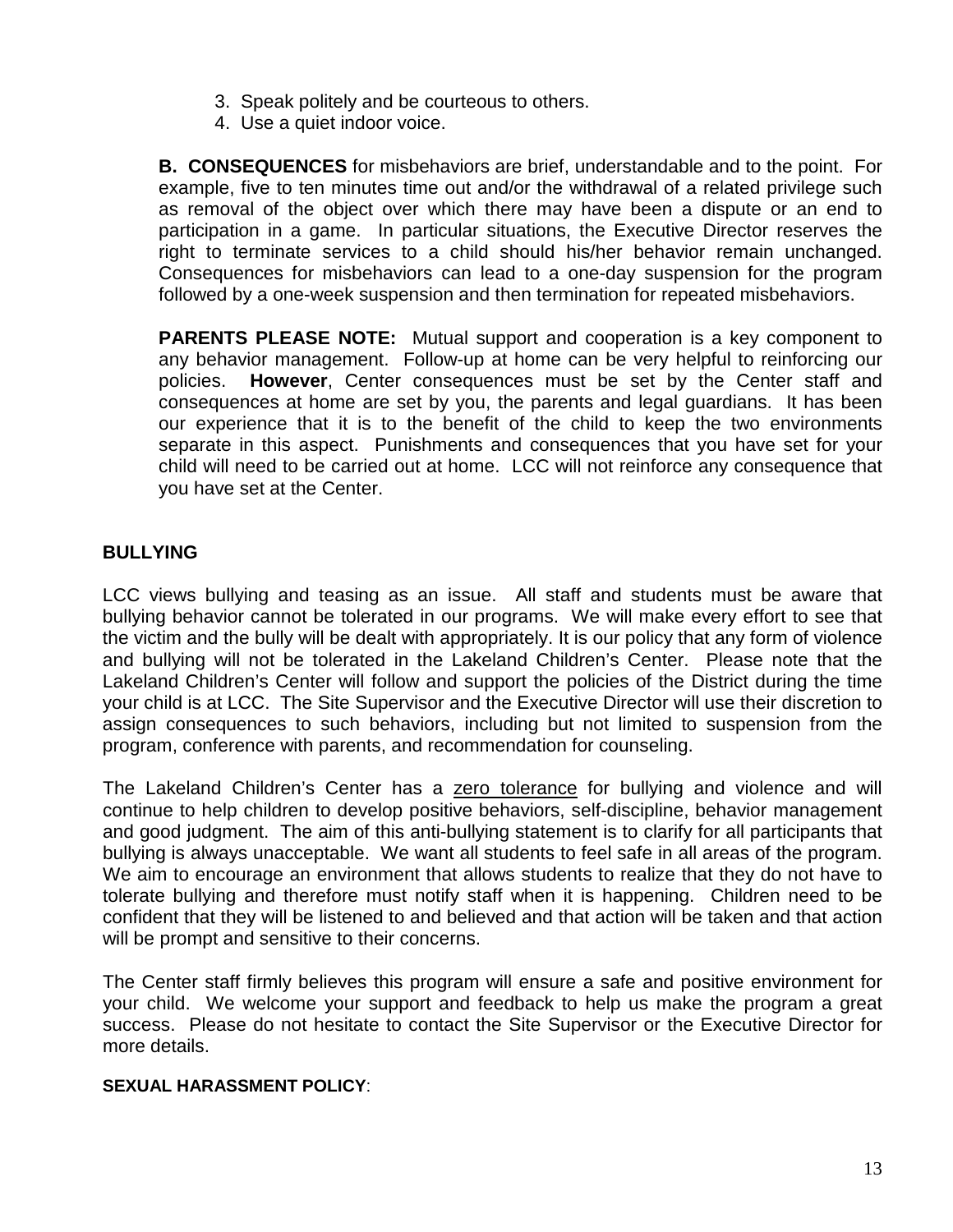3. Speak politely and be courteous to others.
4. Use a quiet indoor voice.

**B. CONSEQUENCES** for misbehaviors are brief, understandable and to the point. For example, five to ten minutes time out and/or the withdrawal of a related privilege such as removal of the object over which there may have been a dispute or an end to participation in a game. In particular situations, the Executive Director reserves the right to terminate services to a child should his/her behavior remain unchanged. Consequences for misbehaviors can lead to a one-day suspension for the program followed by a one-week suspension and then termination for repeated misbehaviors.

**PARENTS PLEASE NOTE:** Mutual support and cooperation is a key component to any behavior management. Follow-up at home can be very helpful to reinforcing our policies. **However**, Center consequences must be set by the Center staff and consequences at home are set by you, the parents and legal guardians. It has been our experience that it is to the benefit of the child to keep the two environments separate in this aspect. Punishments and consequences that you have set for your child will need to be carried out at home. LCC will not reinforce any consequence that you have set at the Center.

## BULLYING

LCC views bullying and teasing as an issue. All staff and students must be aware that bullying behavior cannot be tolerated in our programs. We will make every effort to see that the victim and the bully will be dealt with appropriately. It is our policy that any form of violence and bullying will not be tolerated in the Lakeland Children's Center. Please note that the Lakeland Children's Center will follow and support the policies of the District during the time your child is at LCC. The Site Supervisor and the Executive Director will use their discretion to assign consequences to such behaviors, including but not limited to suspension from the program, conference with parents, and recommendation for counseling.

The Lakeland Children's Center has a zero tolerance for bullying and violence and will continue to help children to develop positive behaviors, self-discipline, behavior management and good judgment. The aim of this anti-bullying statement is to clarify for all participants that bullying is always unacceptable. We want all students to feel safe in all areas of the program. We aim to encourage an environment that allows students to realize that they do not have to tolerate bullying and therefore must notify staff when it is happening. Children need to be confident that they will be listened to and believed and that action will be taken and that action will be prompt and sensitive to their concerns.

The Center staff firmly believes this program will ensure a safe and positive environment for your child. We welcome your support and feedback to help us make the program a great success. Please do not hesitate to contact the Site Supervisor or the Executive Director for more details.

**SEXUAL HARASSMENT POLICY**: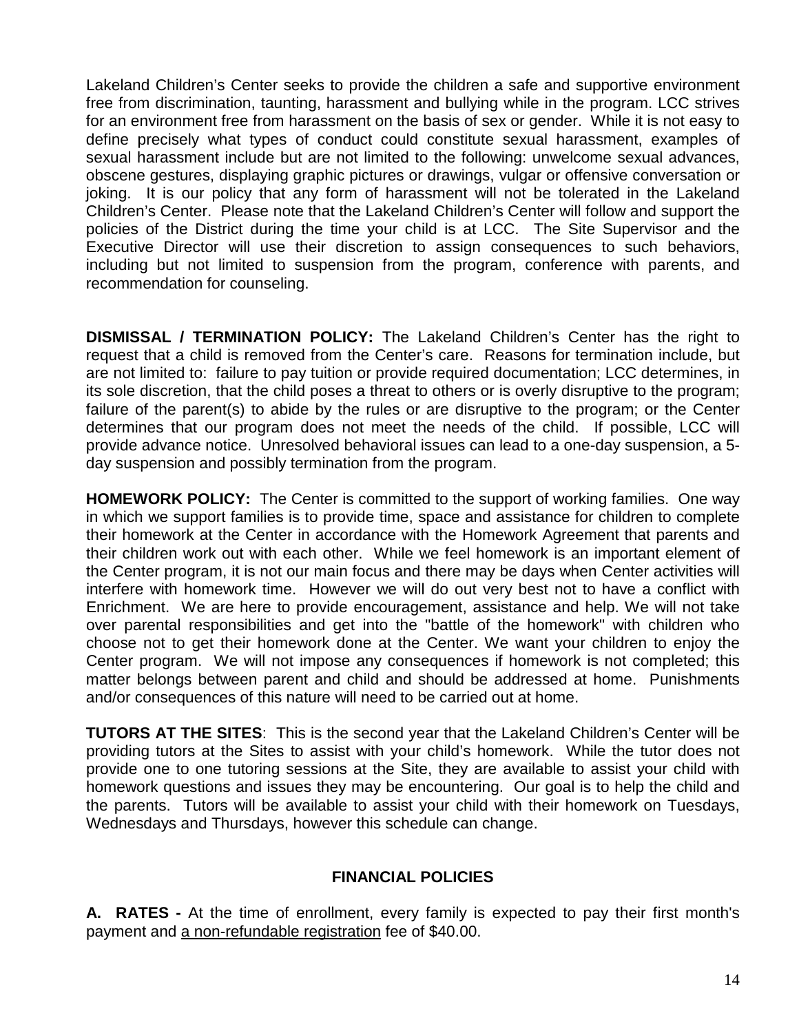Lakeland Children's Center seeks to provide the children a safe and supportive environment free from discrimination, taunting, harassment and bullying while in the program. LCC strives for an environment free from harassment on the basis of sex or gender. While it is not easy to define precisely what types of conduct could constitute sexual harassment, examples of sexual harassment include but are not limited to the following: unwelcome sexual advances, obscene gestures, displaying graphic pictures or drawings, vulgar or offensive conversation or joking. It is our policy that any form of harassment will not be tolerated in the Lakeland Children's Center. Please note that the Lakeland Children's Center will follow and support the policies of the District during the time your child is at LCC. The Site Supervisor and the Executive Director will use their discretion to assign consequences to such behaviors, including but not limited to suspension from the program, conference with parents, and recommendation for counseling.

**DISMISSAL / TERMINATION POLICY:** The Lakeland Children's Center has the right to request that a child is removed from the Center's care. Reasons for termination include, but are not limited to: failure to pay tuition or provide required documentation; LCC determines, in its sole discretion, that the child poses a threat to others or is overly disruptive to the program; failure of the parent(s) to abide by the rules or are disruptive to the program; or the Center determines that our program does not meet the needs of the child. If possible, LCC will provide advance notice. Unresolved behavioral issues can lead to a one-day suspension, a 5-day suspension and possibly termination from the program.

**HOMEWORK POLICY:** The Center is committed to the support of working families. One way in which we support families is to provide time, space and assistance for children to complete their homework at the Center in accordance with the Homework Agreement that parents and their children work out with each other. While we feel homework is an important element of the Center program, it is not our main focus and there may be days when Center activities will interfere with homework time. However we will do out very best not to have a conflict with Enrichment. We are here to provide encouragement, assistance and help. We will not take over parental responsibilities and get into the "battle of the homework" with children who choose not to get their homework done at the Center. We want your children to enjoy the Center program. We will not impose any consequences if homework is not completed; this matter belongs between parent and child and should be addressed at home. Punishments and/or consequences of this nature will need to be carried out at home.

**TUTORS AT THE SITES**: This is the second year that the Lakeland Children's Center will be providing tutors at the Sites to assist with your child's homework. While the tutor does not provide one to one tutoring sessions at the Site, they are available to assist your child with homework questions and issues they may be encountering. Our goal is to help the child and the parents. Tutors will be available to assist your child with their homework on Tuesdays, Wednesdays and Thursdays, however this schedule can change.

## FINANCIAL POLICIES

**A. RATES -** At the time of enrollment, every family is expected to pay their first month's payment and <u>a non-refundable registration</u> fee of $40.00.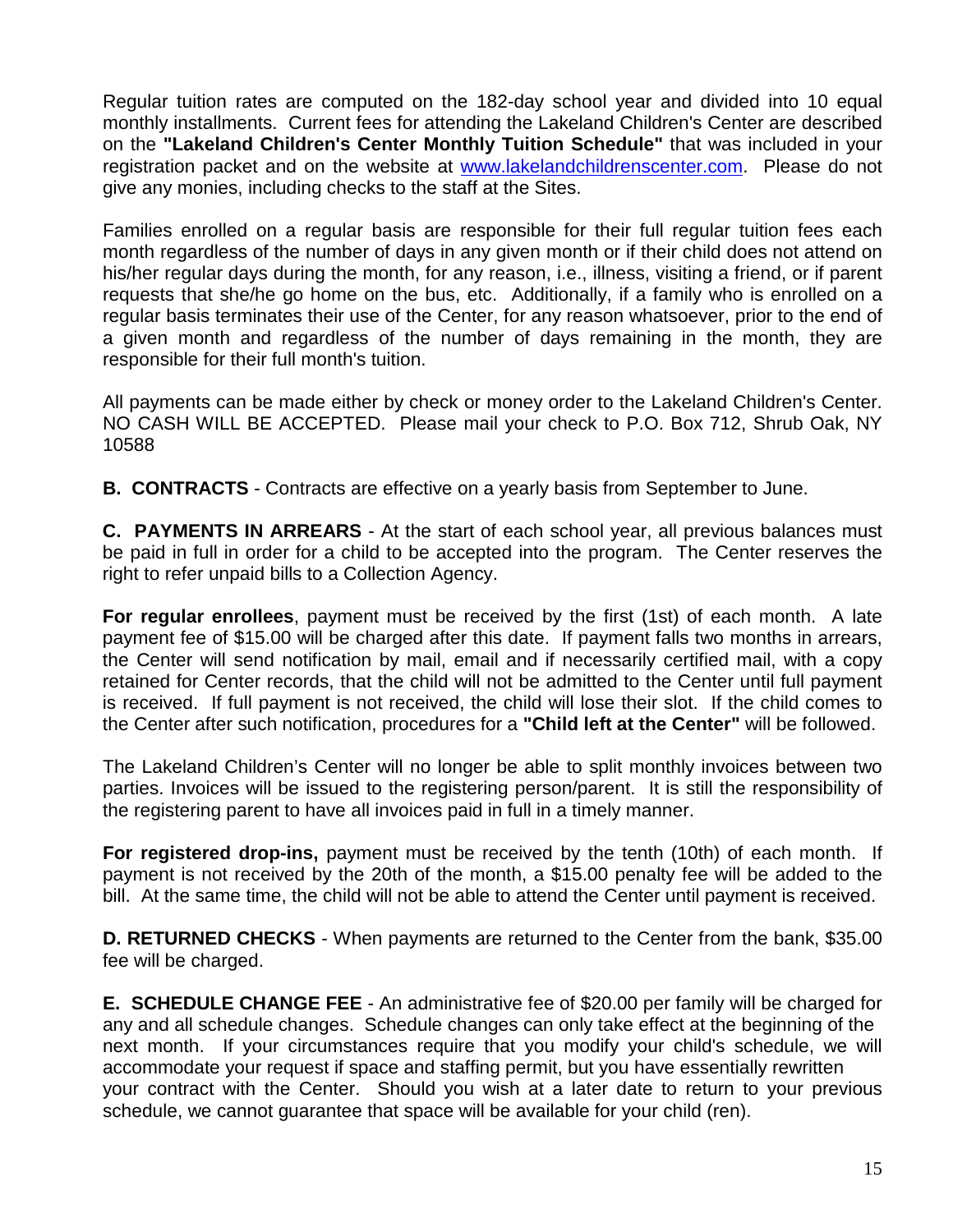Regular tuition rates are computed on the 182-day school year and divided into 10 equal monthly installments. Current fees for attending the Lakeland Children's Center are described on the **"Lakeland Children's Center Monthly Tuition Schedule"** that was included in your registration packet and on the website at [www.lakelandchildrenscenter.com](http://www.lakelandchildrenscenter.com). Please do not give any monies, including checks to the staff at the Sites.

Families enrolled on a regular basis are responsible for their full regular tuition fees each month regardless of the number of days in any given month or if their child does not attend on his/her regular days during the month, for any reason, i.e., illness, visiting a friend, or if parent requests that she/he go home on the bus, etc. Additionally, if a family who is enrolled on a regular basis terminates their use of the Center, for any reason whatsoever, prior to the end of a given month and regardless of the number of days remaining in the month, they are responsible for their full month's tuition.

All payments can be made either by check or money order to the Lakeland Children's Center. NO CASH WILL BE ACCEPTED. Please mail your check to P.O. Box 712, Shrub Oak, NY 10588

**B. CONTRACTS** - Contracts are effective on a yearly basis from September to June.

**C. PAYMENTS IN ARREARS** - At the start of each school year, all previous balances must be paid in full in order for a child to be accepted into the program. The Center reserves the right to refer unpaid bills to a Collection Agency.

**For regular enrollees**, payment must be received by the first (1st) of each month. A late payment fee of $15.00 will be charged after this date. If payment falls two months in arrears, the Center will send notification by mail, email and if necessarily certified mail, with a copy retained for Center records, that the child will not be admitted to the Center until full payment is received. If full payment is not received, the child will lose their slot. If the child comes to the Center after such notification, procedures for a **"Child left at the Center"** will be followed.

The Lakeland Children's Center will no longer be able to split monthly invoices between two parties. Invoices will be issued to the registering person/parent. It is still the responsibility of the registering parent to have all invoices paid in full in a timely manner.

**For registered drop-ins,** payment must be received by the tenth (10th) of each month. If payment is not received by the 20th of the month, a $15.00 penalty fee will be added to the bill. At the same time, the child will not be able to attend the Center until payment is received.

**D. RETURNED CHECKS** - When payments are returned to the Center from the bank, $35.00 fee will be charged.

**E. SCHEDULE CHANGE FEE** - An administrative fee of $20.00 per family will be charged for any and all schedule changes. Schedule changes can only take effect at the beginning of the next month. If your circumstances require that you modify your child's schedule, we will accommodate your request if space and staffing permit, but you have essentially rewritten your contract with the Center. Should you wish at a later date to return to your previous schedule, we cannot guarantee that space will be available for your child (ren).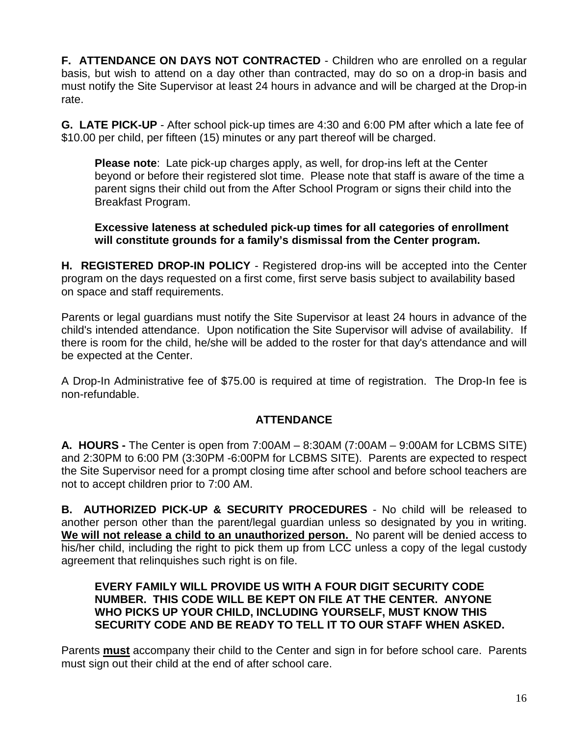**F. ATTENDANCE ON DAYS NOT CONTRACTED** - Children who are enrolled on a regular basis, but wish to attend on a day other than contracted, may do so on a drop-in basis and must notify the Site Supervisor at least 24 hours in advance and will be charged at the Drop-in rate.

**G. LATE PICK-UP** - After school pick-up times are 4:30 and 6:00 PM after which a late fee of $10.00 per child, per fifteen (15) minutes or any part thereof will be charged.

> **Please note**: Late pick-up charges apply, as well, for drop-ins left at the Center beyond or before their registered slot time. Please note that staff is aware of the time a parent signs their child out from the After School Program or signs their child into the Breakfast Program.
>
> **Excessive lateness at scheduled pick-up times for all categories of enrollment will constitute grounds for a family's dismissal from the Center program.**

**H. REGISTERED DROP-IN POLICY** - Registered drop-ins will be accepted into the Center program on the days requested on a first come, first serve basis subject to availability based on space and staff requirements.

Parents or legal guardians must notify the Site Supervisor at least 24 hours in advance of the child's intended attendance. Upon notification the Site Supervisor will advise of availability. If there is room for the child, he/she will be added to the roster for that day's attendance and will be expected at the Center.

A Drop-In Administrative fee of $75.00 is required at time of registration. The Drop-In fee is non-refundable.

## ATTENDANCE

**A. HOURS -** The Center is open from 7:00AM – 8:30AM (7:00AM – 9:00AM for LCBMS SITE) and 2:30PM to 6:00 PM (3:30PM -6:00PM for LCBMS SITE). Parents are expected to respect the Site Supervisor need for a prompt closing time after school and before school teachers are not to accept children prior to 7:00 AM.

**B. AUTHORIZED PICK-UP & SECURITY PROCEDURES** - No child will be released to another person other than the parent/legal guardian unless so designated by you in writing. **<u>We will not release a child to an unauthorized person.</u>** No parent will be denied access to his/her child, including the right to pick them up from LCC unless a copy of the legal custody agreement that relinquishes such right is on file.

> **EVERY FAMILY WILL PROVIDE US WITH A FOUR DIGIT SECURITY CODE NUMBER. THIS CODE WILL BE KEPT ON FILE AT THE CENTER. ANYONE WHO PICKS UP YOUR CHILD, INCLUDING YOURSELF, MUST KNOW THIS SECURITY CODE AND BE READY TO TELL IT TO OUR STAFF WHEN ASKED.**

Parents **<u>must</u>** accompany their child to the Center and sign in for before school care. Parents must sign out their child at the end of after school care.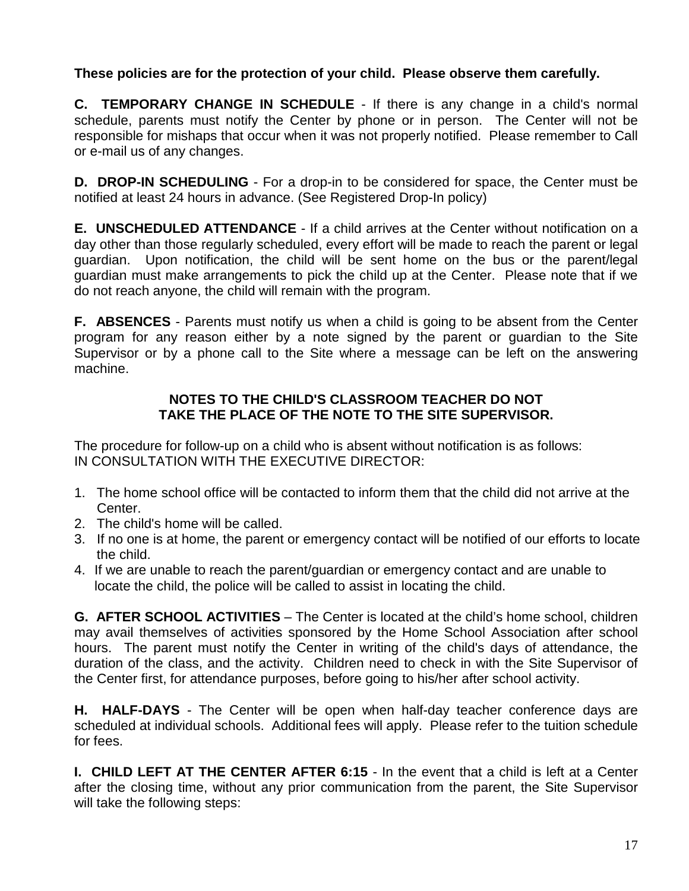**These policies are for the protection of your child. Please observe them carefully.**

**C. TEMPORARY CHANGE IN SCHEDULE** - If there is any change in a child's normal schedule, parents must notify the Center by phone or in person. The Center will not be responsible for mishaps that occur when it was not properly notified. Please remember to Call or e-mail us of any changes.

**D. DROP-IN SCHEDULING** - For a drop-in to be considered for space, the Center must be notified at least 24 hours in advance. (See Registered Drop-In policy)

**E. UNSCHEDULED ATTENDANCE** - If a child arrives at the Center without notification on a day other than those regularly scheduled, every effort will be made to reach the parent or legal guardian. Upon notification, the child will be sent home on the bus or the parent/legal guardian must make arrangements to pick the child up at the Center. Please note that if we do not reach anyone, the child will remain with the program.

**F. ABSENCES** - Parents must notify us when a child is going to be absent from the Center program for any reason either by a note signed by the parent or guardian to the Site Supervisor or by a phone call to the Site where a message can be left on the answering machine.

**NOTES TO THE CHILD'S CLASSROOM TEACHER DO NOT TAKE THE PLACE OF THE NOTE TO THE SITE SUPERVISOR.**

The procedure for follow-up on a child who is absent without notification is as follows:
IN CONSULTATION WITH THE EXECUTIVE DIRECTOR:

1. The home school office will be contacted to inform them that the child did not arrive at the Center.
2. The child's home will be called.
3. If no one is at home, the parent or emergency contact will be notified of our efforts to locate the child.
4. If we are unable to reach the parent/guardian or emergency contact and are unable to locate the child, the police will be called to assist in locating the child.

**G. AFTER SCHOOL ACTIVITIES** – The Center is located at the child's home school, children may avail themselves of activities sponsored by the Home School Association after school hours. The parent must notify the Center in writing of the child's days of attendance, the duration of the class, and the activity. Children need to check in with the Site Supervisor of the Center first, for attendance purposes, before going to his/her after school activity.

**H. HALF-DAYS** - The Center will be open when half-day teacher conference days are scheduled at individual schools. Additional fees will apply. Please refer to the tuition schedule for fees.

**I. CHILD LEFT AT THE CENTER AFTER 6:15** - In the event that a child is left at a Center after the closing time, without any prior communication from the parent, the Site Supervisor will take the following steps: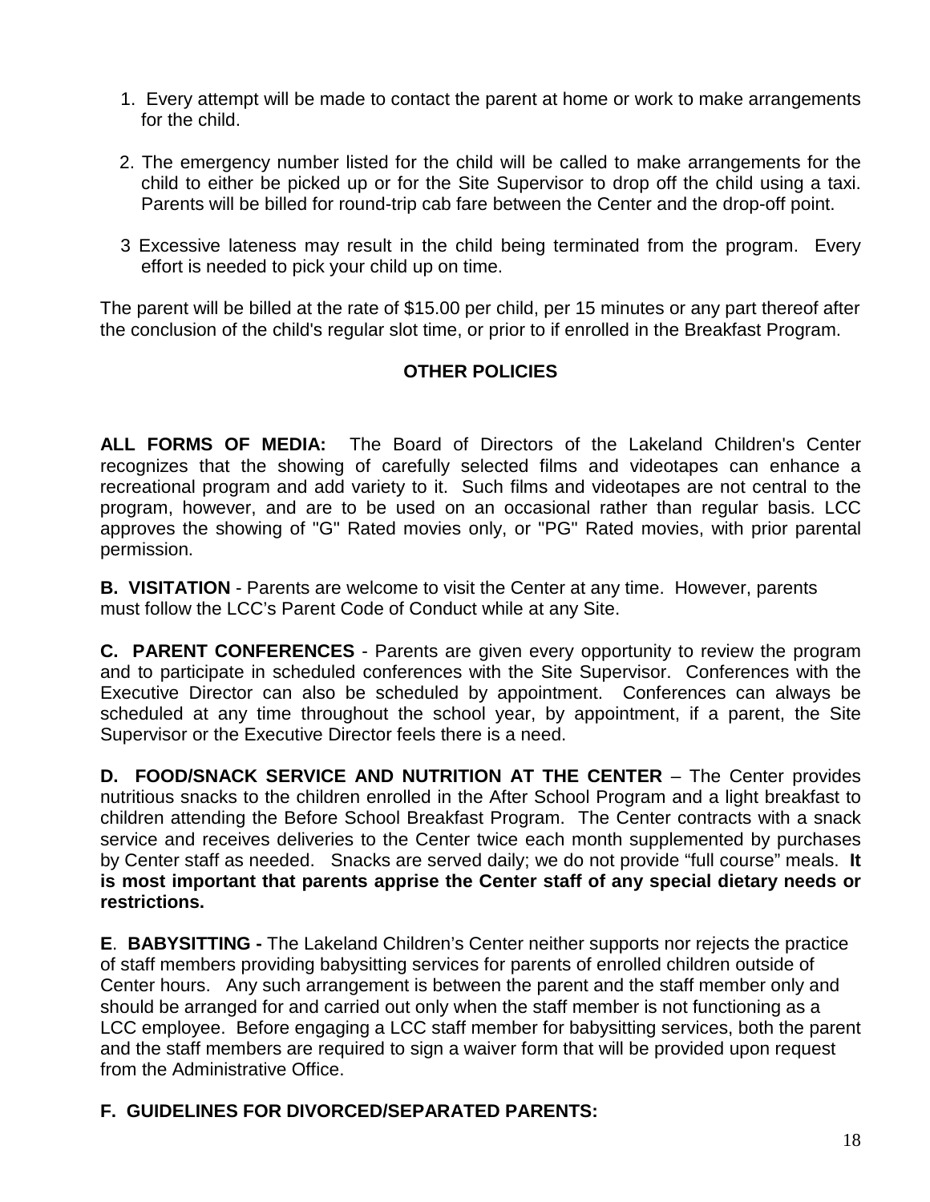1. Every attempt will be made to contact the parent at home or work to make arrangements for the child.

2. The emergency number listed for the child will be called to make arrangements for the child to either be picked up or for the Site Supervisor to drop off the child using a taxi. Parents will be billed for round-trip cab fare between the Center and the drop-off point.

3 Excessive lateness may result in the child being terminated from the program. Every effort is needed to pick your child up on time.

The parent will be billed at the rate of $15.00 per child, per 15 minutes or any part thereof after the conclusion of the child's regular slot time, or prior to if enrolled in the Breakfast Program.

## OTHER POLICIES

**ALL FORMS OF MEDIA:** The Board of Directors of the Lakeland Children's Center recognizes that the showing of carefully selected films and videotapes can enhance a recreational program and add variety to it. Such films and videotapes are not central to the program, however, and are to be used on an occasional rather than regular basis. LCC approves the showing of "G" Rated movies only, or "PG" Rated movies, with prior parental permission.

**B. VISITATION** - Parents are welcome to visit the Center at any time. However, parents must follow the LCC's Parent Code of Conduct while at any Site.

**C. PARENT CONFERENCES** - Parents are given every opportunity to review the program and to participate in scheduled conferences with the Site Supervisor. Conferences with the Executive Director can also be scheduled by appointment. Conferences can always be scheduled at any time throughout the school year, by appointment, if a parent, the Site Supervisor or the Executive Director feels there is a need.

**D. FOOD/SNACK SERVICE AND NUTRITION AT THE CENTER** – The Center provides nutritious snacks to the children enrolled in the After School Program and a light breakfast to children attending the Before School Breakfast Program. The Center contracts with a snack service and receives deliveries to the Center twice each month supplemented by purchases by Center staff as needed. Snacks are served daily; we do not provide "full course" meals. **It is most important that parents apprise the Center staff of any special dietary needs or restrictions.**

**E**. **BABYSITTING -** The Lakeland Children's Center neither supports nor rejects the practice of staff members providing babysitting services for parents of enrolled children outside of Center hours. Any such arrangement is between the parent and the staff member only and should be arranged for and carried out only when the staff member is not functioning as a LCC employee. Before engaging a LCC staff member for babysitting services, both the parent and the staff members are required to sign a waiver form that will be provided upon request from the Administrative Office.

**F. GUIDELINES FOR DIVORCED/SEPARATED PARENTS:**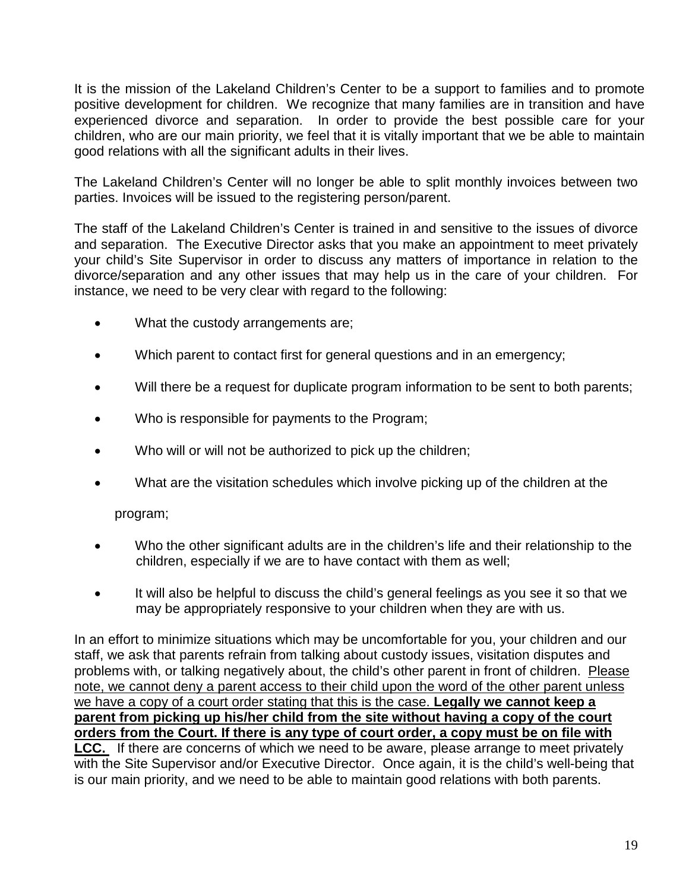It is the mission of the Lakeland Children's Center to be a support to families and to promote positive development for children. We recognize that many families are in transition and have experienced divorce and separation. In order to provide the best possible care for your children, who are our main priority, we feel that it is vitally important that we be able to maintain good relations with all the significant adults in their lives.

The Lakeland Children's Center will no longer be able to split monthly invoices between two parties. Invoices will be issued to the registering person/parent.

The staff of the Lakeland Children's Center is trained in and sensitive to the issues of divorce and separation. The Executive Director asks that you make an appointment to meet privately your child's Site Supervisor in order to discuss any matters of importance in relation to the divorce/separation and any other issues that may help us in the care of your children. For instance, we need to be very clear with regard to the following:

- What the custody arrangements are;
- Which parent to contact first for general questions and in an emergency;
- Will there be a request for duplicate program information to be sent to both parents;
- Who is responsible for payments to the Program;
- Who will or will not be authorized to pick up the children;
- What are the visitation schedules which involve picking up of the children at the program;
- Who the other significant adults are in the children's life and their relationship to the children, especially if we are to have contact with them as well;
- It will also be helpful to discuss the child's general feelings as you see it so that we may be appropriately responsive to your children when they are with us.

In an effort to minimize situations which may be uncomfortable for you, your children and our staff, we ask that parents refrain from talking about custody issues, visitation disputes and problems with, or talking negatively about, the child's other parent in front of children. Please note, we cannot deny a parent access to their child upon the word of the other parent unless we have a copy of a court order stating that this is the case. **Legally we cannot keep a parent from picking up his/her child from the site without having a copy of the court orders from the Court. If there is any type of court order, a copy must be on file with LCC.** If there are concerns of which we need to be aware, please arrange to meet privately with the Site Supervisor and/or Executive Director. Once again, it is the child's well-being that is our main priority, and we need to be able to maintain good relations with both parents.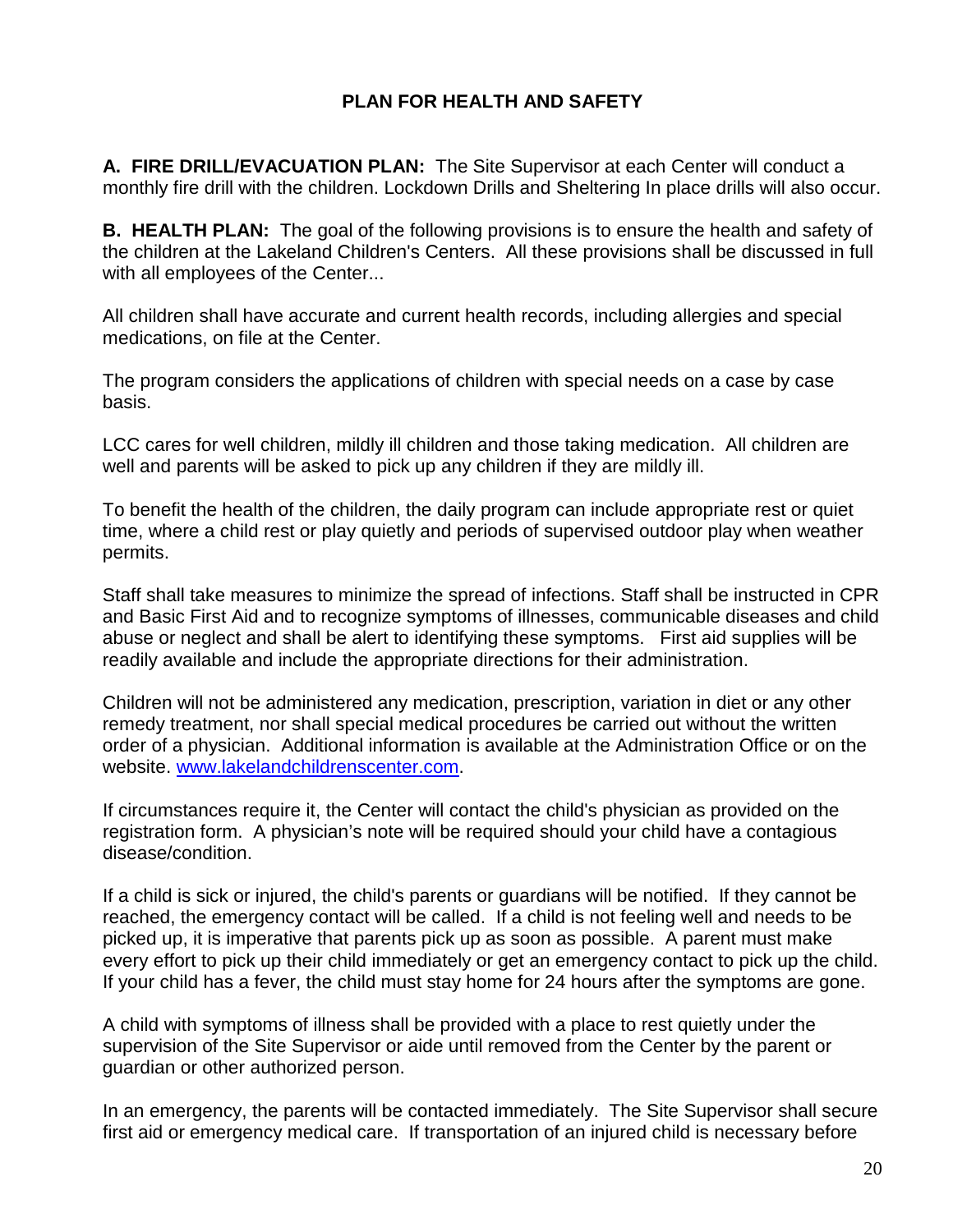## PLAN FOR HEALTH AND SAFETY

**A. FIRE DRILL/EVACUATION PLAN:** The Site Supervisor at each Center will conduct a monthly fire drill with the children. Lockdown Drills and Sheltering In place drills will also occur.

**B. HEALTH PLAN:** The goal of the following provisions is to ensure the health and safety of the children at the Lakeland Children's Centers. All these provisions shall be discussed in full with all employees of the Center...

All children shall have accurate and current health records, including allergies and special medications, on file at the Center.

The program considers the applications of children with special needs on a case by case basis.

LCC cares for well children, mildly ill children and those taking medication. All children are well and parents will be asked to pick up any children if they are mildly ill.

To benefit the health of the children, the daily program can include appropriate rest or quiet time, where a child rest or play quietly and periods of supervised outdoor play when weather permits.

Staff shall take measures to minimize the spread of infections. Staff shall be instructed in CPR and Basic First Aid and to recognize symptoms of illnesses, communicable diseases and child abuse or neglect and shall be alert to identifying these symptoms. First aid supplies will be readily available and include the appropriate directions for their administration.

Children will not be administered any medication, prescription, variation in diet or any other remedy treatment, nor shall special medical procedures be carried out without the written order of a physician. Additional information is available at the Administration Office or on the website. [www.lakelandchildrenscenter.com](http://www.lakelandchildrenscenter.com).

If circumstances require it, the Center will contact the child's physician as provided on the registration form. A physician's note will be required should your child have a contagious disease/condition.

If a child is sick or injured, the child's parents or guardians will be notified. If they cannot be reached, the emergency contact will be called. If a child is not feeling well and needs to be picked up, it is imperative that parents pick up as soon as possible. A parent must make every effort to pick up their child immediately or get an emergency contact to pick up the child. If your child has a fever, the child must stay home for 24 hours after the symptoms are gone.

A child with symptoms of illness shall be provided with a place to rest quietly under the supervision of the Site Supervisor or aide until removed from the Center by the parent or guardian or other authorized person.

In an emergency, the parents will be contacted immediately. The Site Supervisor shall secure first aid or emergency medical care. If transportation of an injured child is necessary before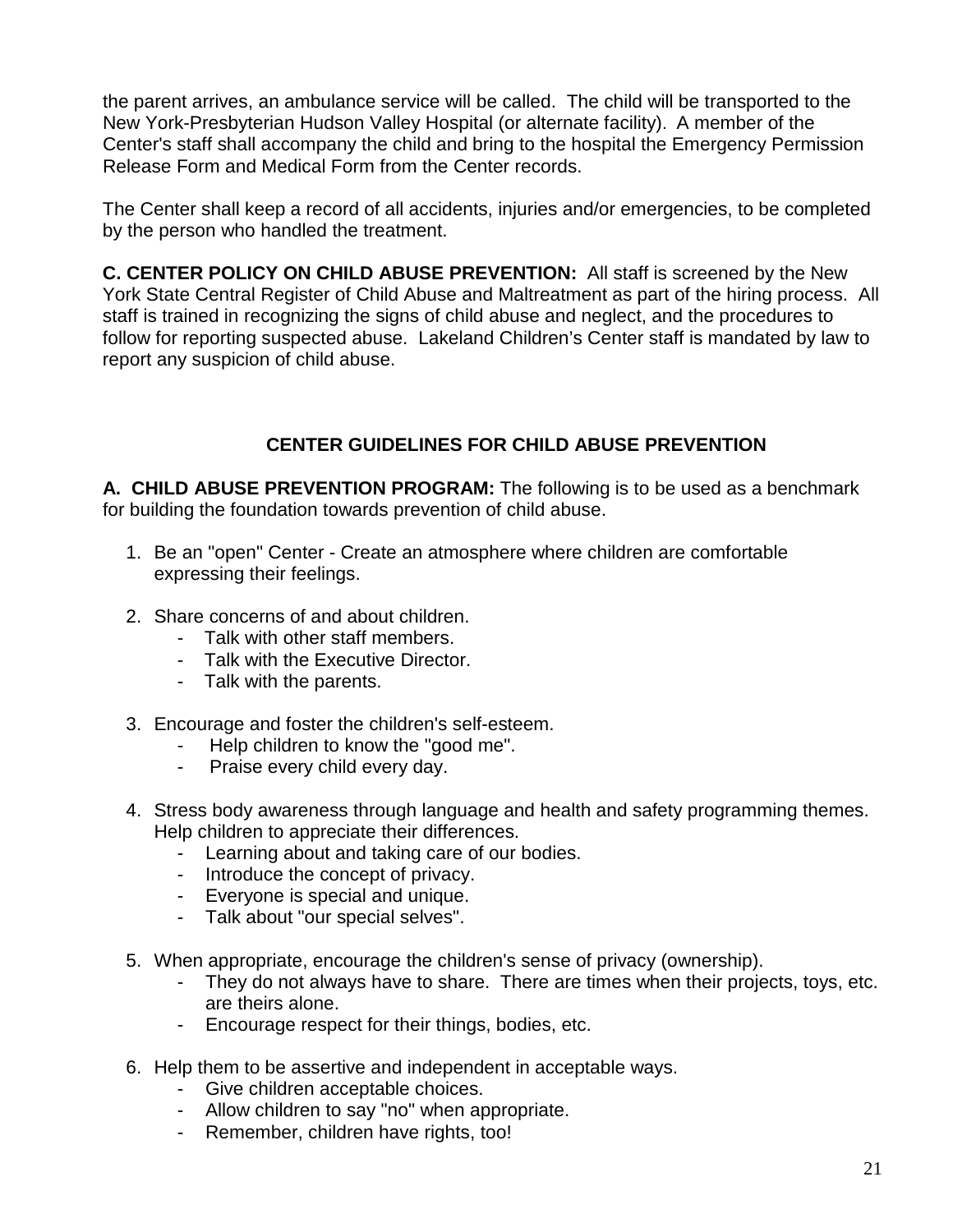the parent arrives, an ambulance service will be called. The child will be transported to the New York-Presbyterian Hudson Valley Hospital (or alternate facility). A member of the Center's staff shall accompany the child and bring to the hospital the Emergency Permission Release Form and Medical Form from the Center records.

The Center shall keep a record of all accidents, injuries and/or emergencies, to be completed by the person who handled the treatment.

**C. CENTER POLICY ON CHILD ABUSE PREVENTION:** All staff is screened by the New York State Central Register of Child Abuse and Maltreatment as part of the hiring process. All staff is trained in recognizing the signs of child abuse and neglect, and the procedures to follow for reporting suspected abuse. Lakeland Children's Center staff is mandated by law to report any suspicion of child abuse.

## CENTER GUIDELINES FOR CHILD ABUSE PREVENTION

**A. CHILD ABUSE PREVENTION PROGRAM:** The following is to be used as a benchmark for building the foundation towards prevention of child abuse.

1. Be an "open" Center - Create an atmosphere where children are comfortable expressing their feelings.

2. Share concerns of and about children.
   - Talk with other staff members.
   - Talk with the Executive Director.
   - Talk with the parents.

3. Encourage and foster the children's self-esteem.
   - Help children to know the "good me".
   - Praise every child every day.

4. Stress body awareness through language and health and safety programming themes. Help children to appreciate their differences.
   - Learning about and taking care of our bodies.
   - Introduce the concept of privacy.
   - Everyone is special and unique.
   - Talk about "our special selves".

5. When appropriate, encourage the children's sense of privacy (ownership).
   - They do not always have to share. There are times when their projects, toys, etc. are theirs alone.
   - Encourage respect for their things, bodies, etc.

6. Help them to be assertive and independent in acceptable ways.
   - Give children acceptable choices.
   - Allow children to say "no" when appropriate.
   - Remember, children have rights, too!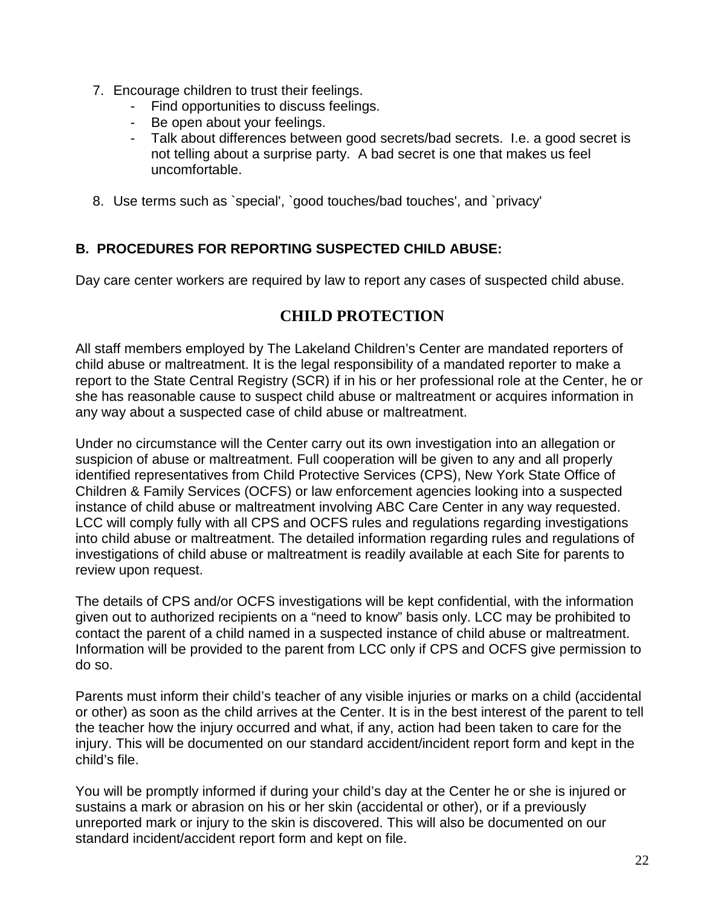7. Encourage children to trust their feelings.
   - Find opportunities to discuss feelings.
   - Be open about your feelings.
   - Talk about differences between good secrets/bad secrets. I.e. a good secret is not telling about a surprise party. A bad secret is one that makes us feel uncomfortable.

8. Use terms such as `special', `good touches/bad touches', and `privacy'

**B. PROCEDURES FOR REPORTING SUSPECTED CHILD ABUSE:**

Day care center workers are required by law to report any cases of suspected child abuse.

## CHILD PROTECTION

All staff members employed by The Lakeland Children's Center are mandated reporters of child abuse or maltreatment. It is the legal responsibility of a mandated reporter to make a report to the State Central Registry (SCR) if in his or her professional role at the Center, he or she has reasonable cause to suspect child abuse or maltreatment or acquires information in any way about a suspected case of child abuse or maltreatment.

Under no circumstance will the Center carry out its own investigation into an allegation or suspicion of abuse or maltreatment. Full cooperation will be given to any and all properly identified representatives from Child Protective Services (CPS), New York State Office of Children & Family Services (OCFS) or law enforcement agencies looking into a suspected instance of child abuse or maltreatment involving ABC Care Center in any way requested. LCC will comply fully with all CPS and OCFS rules and regulations regarding investigations into child abuse or maltreatment. The detailed information regarding rules and regulations of investigations of child abuse or maltreatment is readily available at each Site for parents to review upon request.

The details of CPS and/or OCFS investigations will be kept confidential, with the information given out to authorized recipients on a "need to know" basis only. LCC may be prohibited to contact the parent of a child named in a suspected instance of child abuse or maltreatment. Information will be provided to the parent from LCC only if CPS and OCFS give permission to do so.

Parents must inform their child's teacher of any visible injuries or marks on a child (accidental or other) as soon as the child arrives at the Center. It is in the best interest of the parent to tell the teacher how the injury occurred and what, if any, action had been taken to care for the injury. This will be documented on our standard accident/incident report form and kept in the child's file.

You will be promptly informed if during your child's day at the Center he or she is injured or sustains a mark or abrasion on his or her skin (accidental or other), or if a previously unreported mark or injury to the skin is discovered. This will also be documented on our standard incident/accident report form and kept on file.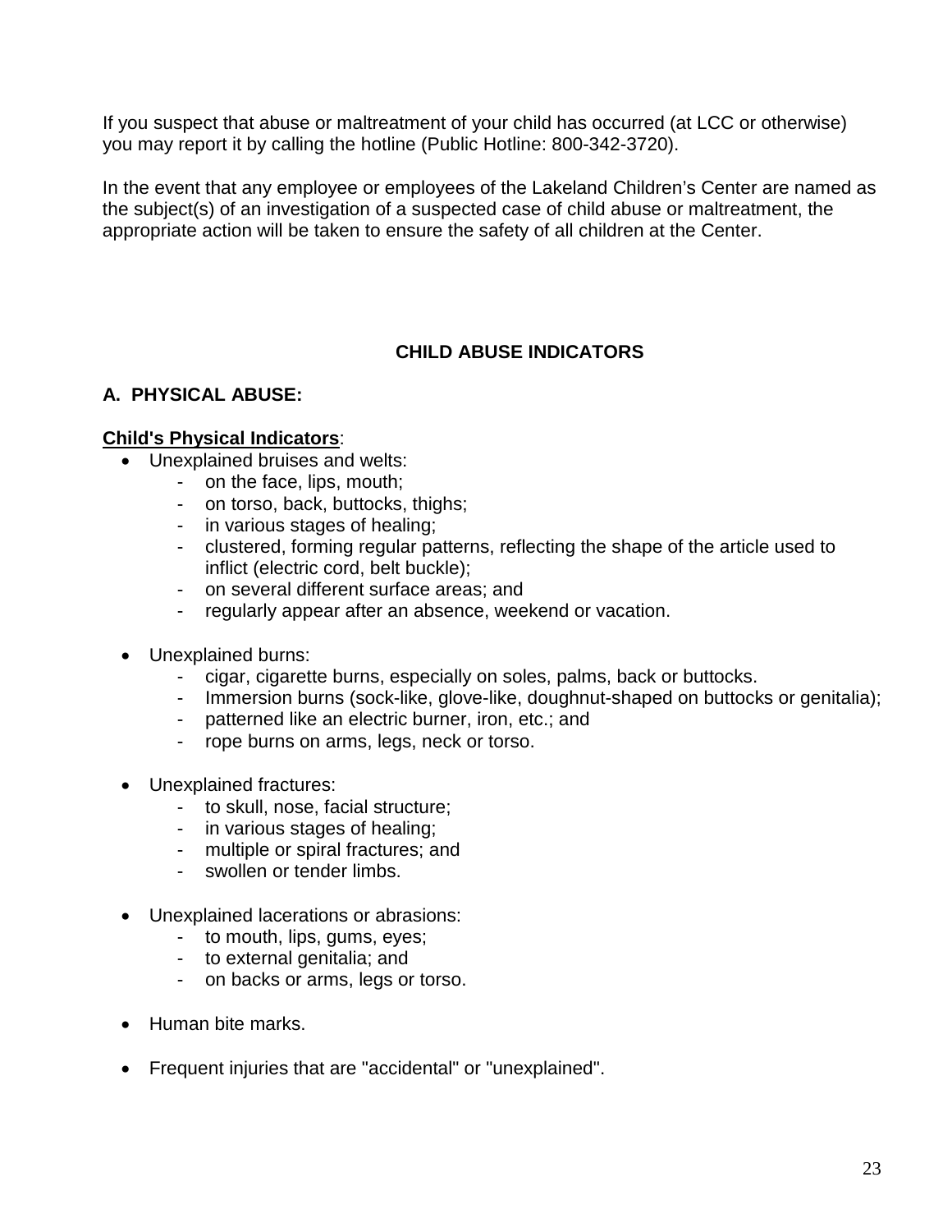If you suspect that abuse or maltreatment of your child has occurred (at LCC or otherwise) you may report it by calling the hotline (Public Hotline: 800-342-3720).

In the event that any employee or employees of the Lakeland Children's Center are named as the subject(s) of an investigation of a suspected case of child abuse or maltreatment, the appropriate action will be taken to ensure the safety of all children at the Center.

## CHILD ABUSE INDICATORS

### A. PHYSICAL ABUSE:

**Child's Physical Indicators**:

- Unexplained bruises and welts:
  - on the face, lips, mouth;
  - on torso, back, buttocks, thighs;
  - in various stages of healing;
  - clustered, forming regular patterns, reflecting the shape of the article used to inflict (electric cord, belt buckle);
  - on several different surface areas; and
  - regularly appear after an absence, weekend or vacation.

- Unexplained burns:
  - cigar, cigarette burns, especially on soles, palms, back or buttocks.
  - Immersion burns (sock-like, glove-like, doughnut-shaped on buttocks or genitalia);
  - patterned like an electric burner, iron, etc.; and
  - rope burns on arms, legs, neck or torso.

- Unexplained fractures:
  - to skull, nose, facial structure;
  - in various stages of healing;
  - multiple or spiral fractures; and
  - swollen or tender limbs.

- Unexplained lacerations or abrasions:
  - to mouth, lips, gums, eyes;
  - to external genitalia; and
  - on backs or arms, legs or torso.

- Human bite marks.

- Frequent injuries that are "accidental" or "unexplained".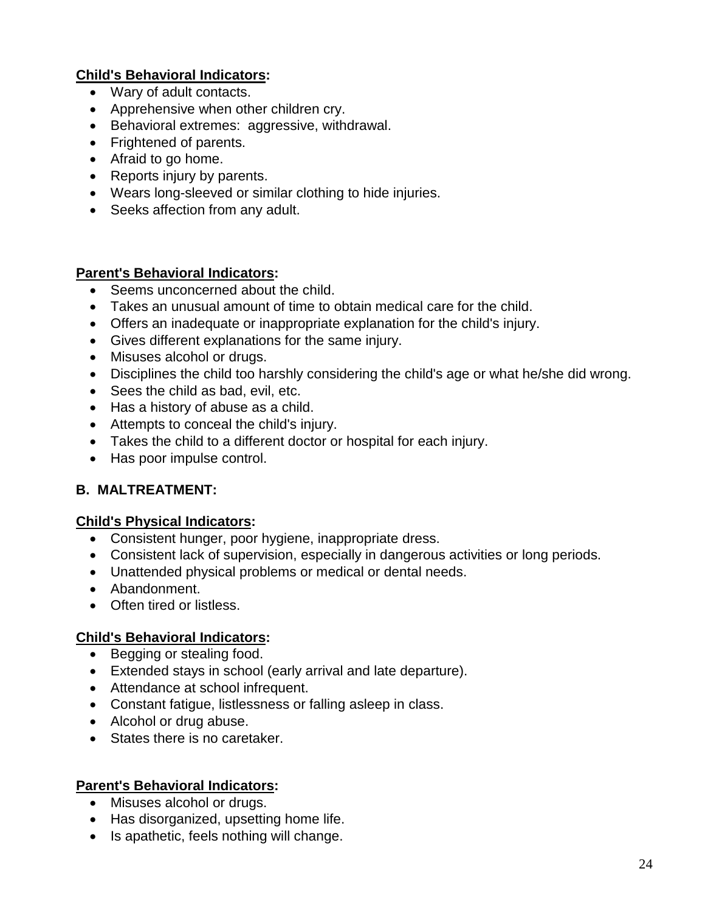**Child's Behavioral Indicators:**

- Wary of adult contacts.
- Apprehensive when other children cry.
- Behavioral extremes:  aggressive, withdrawal.
- Frightened of parents.
- Afraid to go home.
- Reports injury by parents.
- Wears long-sleeved or similar clothing to hide injuries.
- Seeks affection from any adult.

**Parent's Behavioral Indicators:**

- Seems unconcerned about the child.
- Takes an unusual amount of time to obtain medical care for the child.
- Offers an inadequate or inappropriate explanation for the child's injury.
- Gives different explanations for the same injury.
- Misuses alcohol or drugs.
- Disciplines the child too harshly considering the child's age or what he/she did wrong.
- Sees the child as bad, evil, etc.
- Has a history of abuse as a child.
- Attempts to conceal the child's injury.
- Takes the child to a different doctor or hospital for each injury.
- Has poor impulse control.

### B.  MALTREATMENT:

**Child's Physical Indicators:**

- Consistent hunger, poor hygiene, inappropriate dress.
- Consistent lack of supervision, especially in dangerous activities or long periods.
- Unattended physical problems or medical or dental needs.
- Abandonment.
- Often tired or listless.

**Child's Behavioral Indicators:**

- Begging or stealing food.
- Extended stays in school (early arrival and late departure).
- Attendance at school infrequent.
- Constant fatigue, listlessness or falling asleep in class.
- Alcohol or drug abuse.
- States there is no caretaker.

**Parent's Behavioral Indicators:**

- Misuses alcohol or drugs.
- Has disorganized, upsetting home life.
- Is apathetic, feels nothing will change.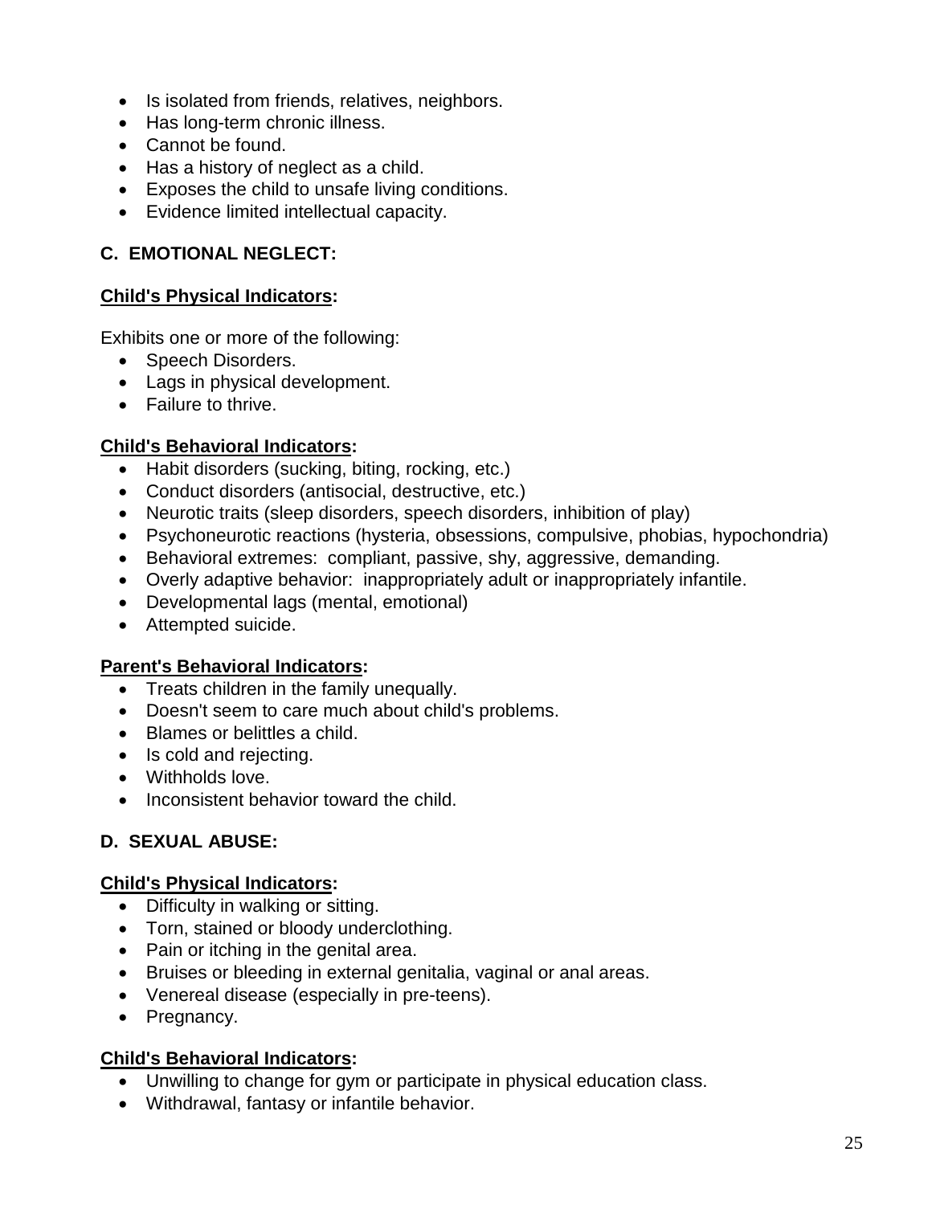- Is isolated from friends, relatives, neighbors.
- Has long-term chronic illness.
- Cannot be found.
- Has a history of neglect as a child.
- Exposes the child to unsafe living conditions.
- Evidence limited intellectual capacity.

### C. EMOTIONAL NEGLECT:

**Child's Physical Indicators:**

Exhibits one or more of the following:

- Speech Disorders.
- Lags in physical development.
- Failure to thrive.

**Child's Behavioral Indicators:**

- Habit disorders (sucking, biting, rocking, etc.)
- Conduct disorders (antisocial, destructive, etc.)
- Neurotic traits (sleep disorders, speech disorders, inhibition of play)
- Psychoneurotic reactions (hysteria, obsessions, compulsive, phobias, hypochondria)
- Behavioral extremes: compliant, passive, shy, aggressive, demanding.
- Overly adaptive behavior: inappropriately adult or inappropriately infantile.
- Developmental lags (mental, emotional)
- Attempted suicide.

**Parent's Behavioral Indicators:**

- Treats children in the family unequally.
- Doesn't seem to care much about child's problems.
- Blames or belittles a child.
- Is cold and rejecting.
- Withholds love.
- Inconsistent behavior toward the child.

### D. SEXUAL ABUSE:

**Child's Physical Indicators:**

- Difficulty in walking or sitting.
- Torn, stained or bloody underclothing.
- Pain or itching in the genital area.
- Bruises or bleeding in external genitalia, vaginal or anal areas.
- Venereal disease (especially in pre-teens).
- Pregnancy.

**Child's Behavioral Indicators:**

- Unwilling to change for gym or participate in physical education class.
- Withdrawal, fantasy or infantile behavior.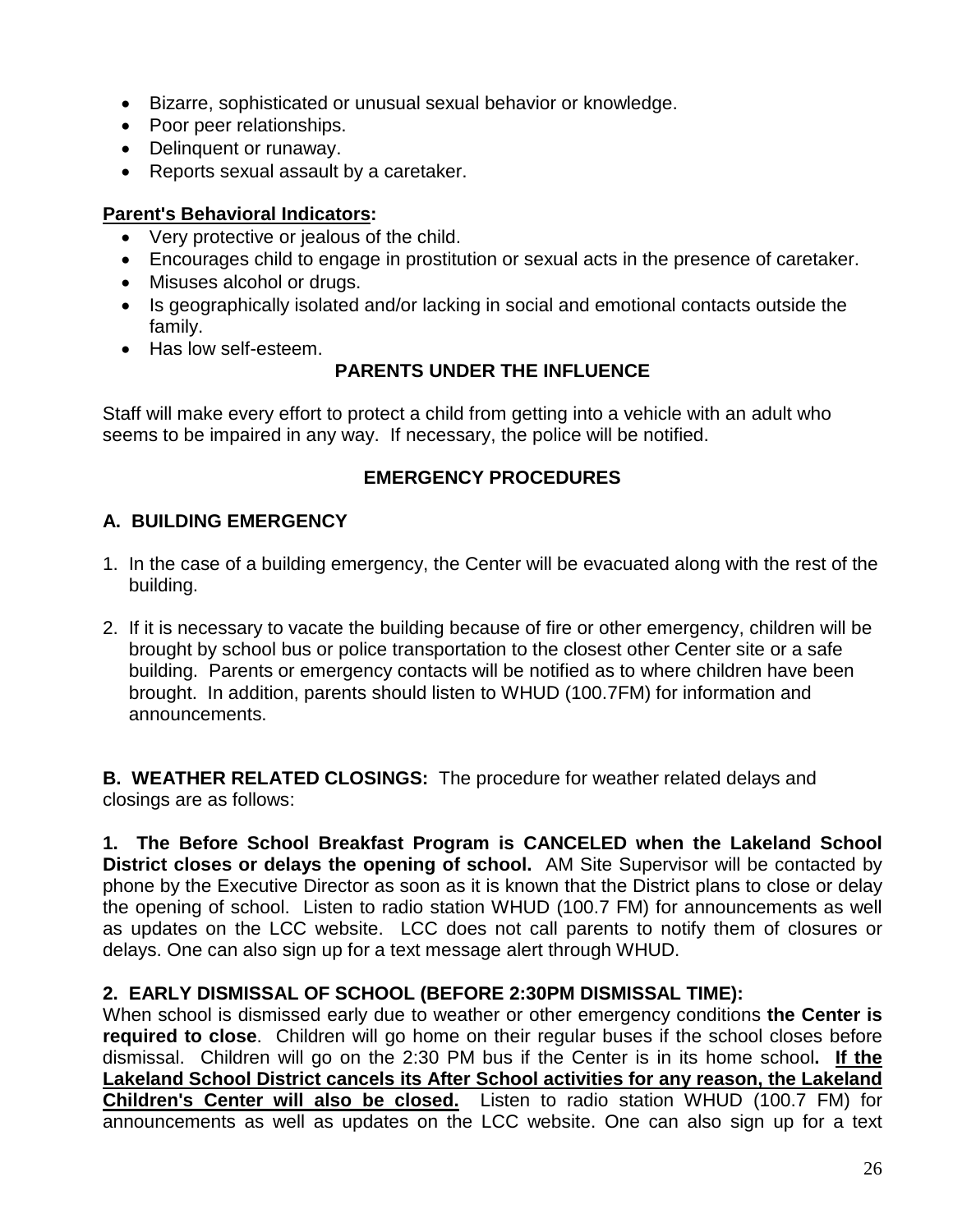- Bizarre, sophisticated or unusual sexual behavior or knowledge.
- Poor peer relationships.
- Delinquent or runaway.
- Reports sexual assault by a caretaker.

**Parent's Behavioral Indicators:**

- Very protective or jealous of the child.
- Encourages child to engage in prostitution or sexual acts in the presence of caretaker.
- Misuses alcohol or drugs.
- Is geographically isolated and/or lacking in social and emotional contacts outside the family.
- Has low self-esteem.

## PARENTS UNDER THE INFLUENCE

Staff will make every effort to protect a child from getting into a vehicle with an adult who seems to be impaired in any way. If necessary, the police will be notified.

## EMERGENCY PROCEDURES

### A. BUILDING EMERGENCY

1. In the case of a building emergency, the Center will be evacuated along with the rest of the building.

2. If it is necessary to vacate the building because of fire or other emergency, children will be brought by school bus or police transportation to the closest other Center site or a safe building. Parents or emergency contacts will be notified as to where children have been brought. In addition, parents should listen to WHUD (100.7FM) for information and announcements.

**B. WEATHER RELATED CLOSINGS:** The procedure for weather related delays and closings are as follows:

**1. The Before School Breakfast Program is CANCELED when the Lakeland School District closes or delays the opening of school.** AM Site Supervisor will be contacted by phone by the Executive Director as soon as it is known that the District plans to close or delay the opening of school. Listen to radio station WHUD (100.7 FM) for announcements as well as updates on the LCC website. LCC does not call parents to notify them of closures or delays. One can also sign up for a text message alert through WHUD.

**2. EARLY DISMISSAL OF SCHOOL (BEFORE 2:30PM DISMISSAL TIME):**
When school is dismissed early due to weather or other emergency conditions **the Center is required to close**. Children will go home on their regular buses if the school closes before dismissal. Children will go on the 2:30 PM bus if the Center is in its home school**. If the Lakeland School District cancels its After School activities for any reason, the Lakeland Children's Center will also be closed.** Listen to radio station WHUD (100.7 FM) for announcements as well as updates on the LCC website. One can also sign up for a text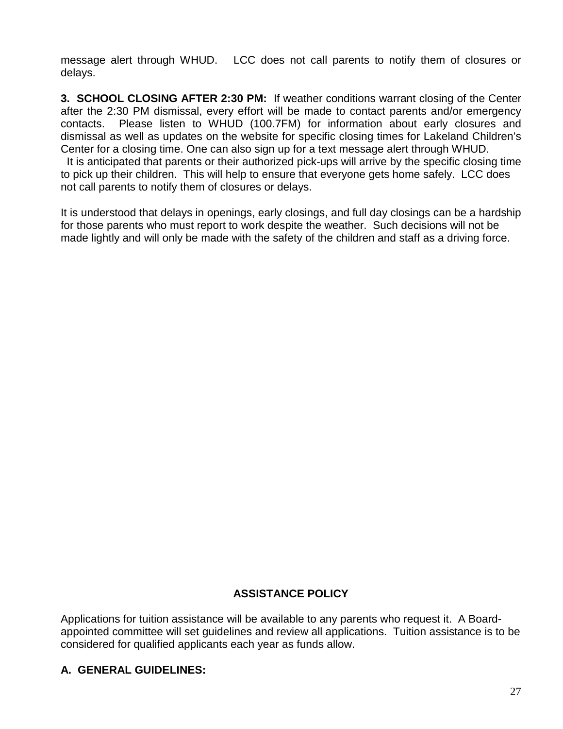message alert through WHUD. LCC does not call parents to notify them of closures or delays.

**3. SCHOOL CLOSING AFTER 2:30 PM:** If weather conditions warrant closing of the Center after the 2:30 PM dismissal, every effort will be made to contact parents and/or emergency contacts. Please listen to WHUD (100.7FM) for information about early closures and dismissal as well as updates on the website for specific closing times for Lakeland Children's Center for a closing time. One can also sign up for a text message alert through WHUD.
It is anticipated that parents or their authorized pick-ups will arrive by the specific closing time to pick up their children. This will help to ensure that everyone gets home safely. LCC does not call parents to notify them of closures or delays.

It is understood that delays in openings, early closings, and full day closings can be a hardship for those parents who must report to work despite the weather. Such decisions will not be made lightly and will only be made with the safety of the children and staff as a driving force.

## ASSISTANCE POLICY

Applications for tuition assistance will be available to any parents who request it. A Board-appointed committee will set guidelines and review all applications. Tuition assistance is to be considered for qualified applicants each year as funds allow.

**A. GENERAL GUIDELINES:**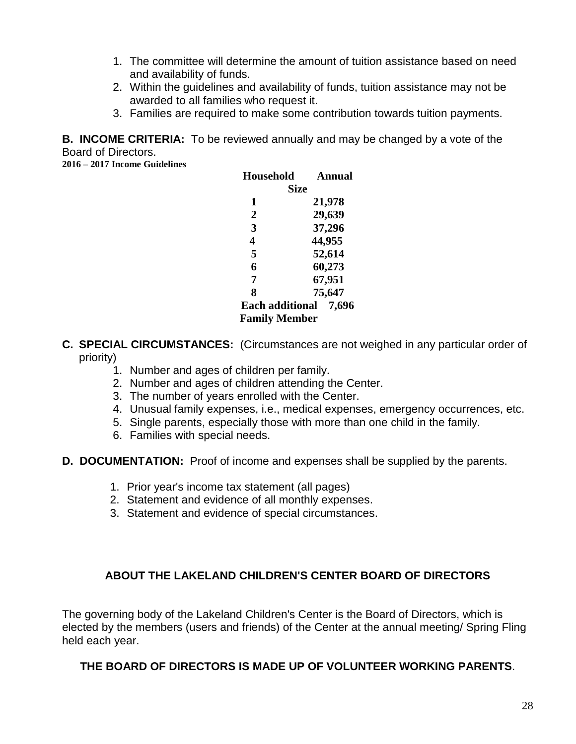1. The committee will determine the amount of tuition assistance based on need and availability of funds.
2. Within the guidelines and availability of funds, tuition assistance may not be awarded to all families who request it.
3. Families are required to make some contribution towards tuition payments.

**B. INCOME CRITERIA:** To be reviewed annually and may be changed by a vote of the Board of Directors.

**2016 – 2017 Income Guidelines**

| Household Size | Annual |
|---|---|
| 1 | 21,978 |
| 2 | 29,639 |
| 3 | 37,296 |
| 4 | 44,955 |
| 5 | 52,614 |
| 6 | 60,273 |
| 7 | 67,951 |
| 8 | 75,647 |
| Each additional Family Member | 7,696 |

**C. SPECIAL CIRCUMSTANCES:** (Circumstances are not weighed in any particular order of priority)

1. Number and ages of children per family.
2. Number and ages of children attending the Center.
3. The number of years enrolled with the Center.
4. Unusual family expenses, i.e., medical expenses, emergency occurrences, etc.
5. Single parents, especially those with more than one child in the family.
6. Families with special needs.

**D. DOCUMENTATION:** Proof of income and expenses shall be supplied by the parents.

1. Prior year's income tax statement (all pages)
2. Statement and evidence of all monthly expenses.
3. Statement and evidence of special circumstances.

## ABOUT THE LAKELAND CHILDREN'S CENTER BOARD OF DIRECTORS

The governing body of the Lakeland Children's Center is the Board of Directors, which is elected by the members (users and friends) of the Center at the annual meeting/ Spring Fling held each year.

**THE BOARD OF DIRECTORS IS MADE UP OF VOLUNTEER WORKING PARENTS**.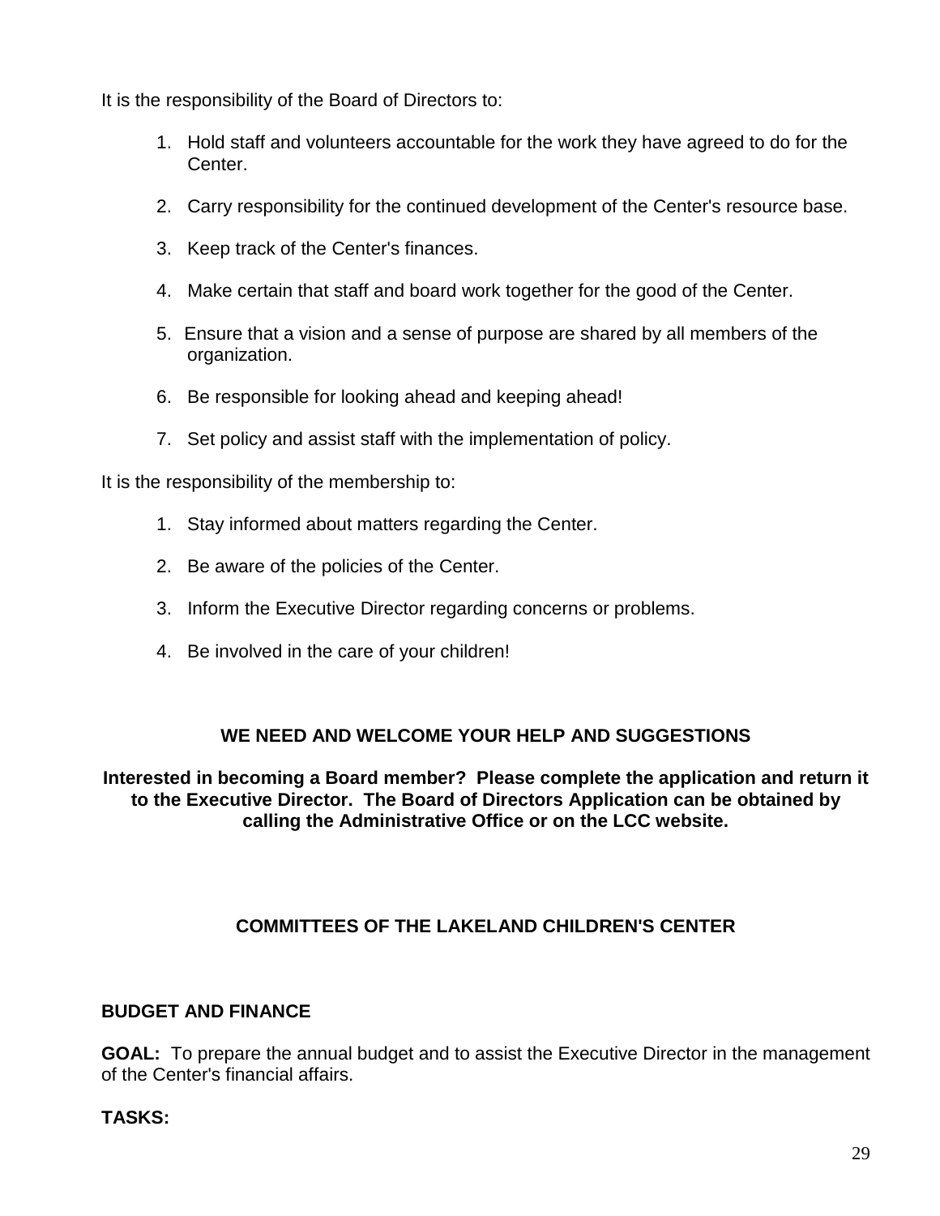It is the responsibility of the Board of Directors to:

1. Hold staff and volunteers accountable for the work they have agreed to do for the Center.
2. Carry responsibility for the continued development of the Center's resource base.
3. Keep track of the Center's finances.
4. Make certain that staff and board work together for the good of the Center.
5. Ensure that a vision and a sense of purpose are shared by all members of the organization.
6. Be responsible for looking ahead and keeping ahead!
7. Set policy and assist staff with the implementation of policy.

It is the responsibility of the membership to:

1. Stay informed about matters regarding the Center.
2. Be aware of the policies of the Center.
3. Inform the Executive Director regarding concerns or problems.
4. Be involved in the care of your children!

**WE NEED AND WELCOME YOUR HELP AND SUGGESTIONS**

**Interested in becoming a Board member? Please complete the application and return it to the Executive Director. The Board of Directors Application can be obtained by calling the Administrative Office or on the LCC website.**

## COMMITTEES OF THE LAKELAND CHILDREN'S CENTER

### BUDGET AND FINANCE

**GOAL:** To prepare the annual budget and to assist the Executive Director in the management of the Center's financial affairs.

**TASKS:**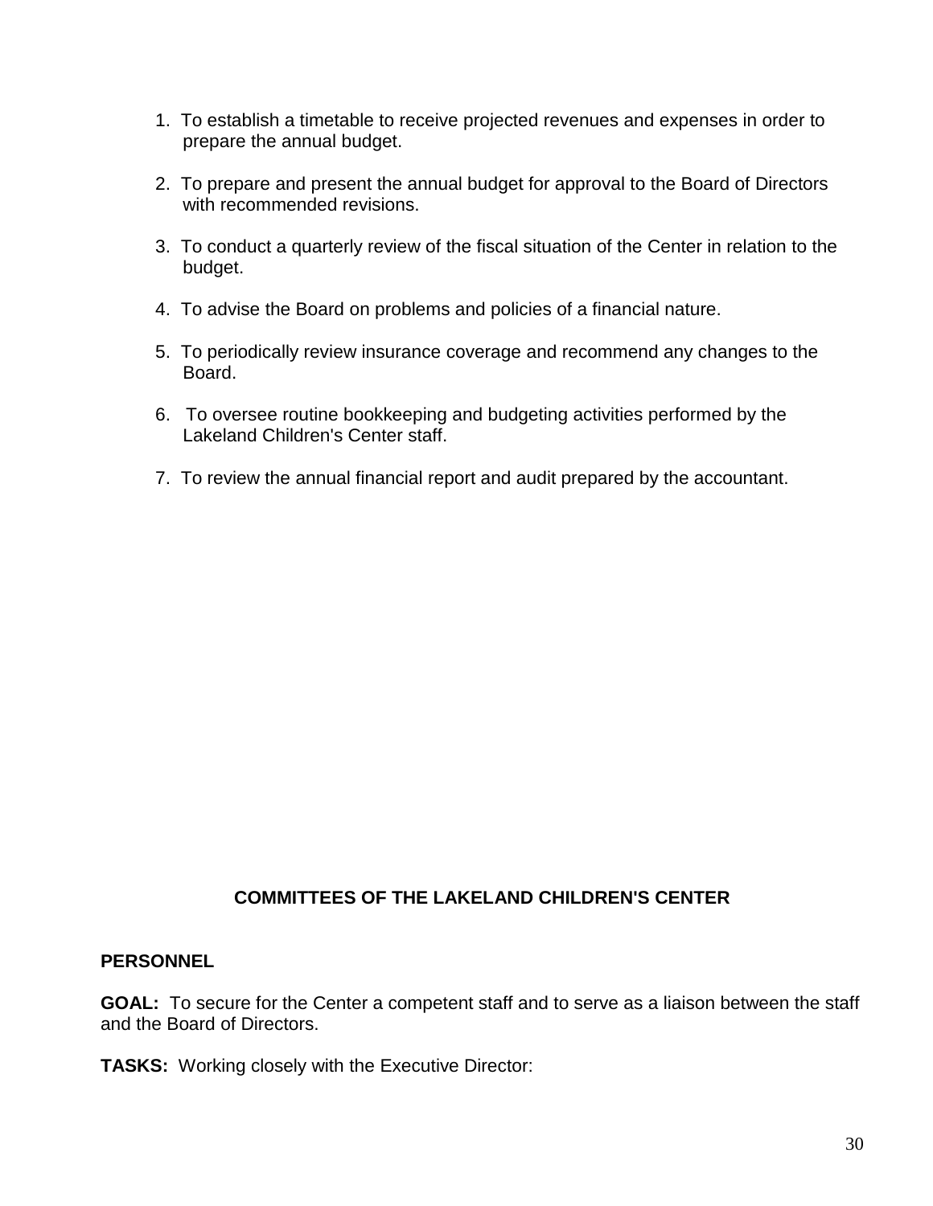1. To establish a timetable to receive projected revenues and expenses in order to prepare the annual budget.

2. To prepare and present the annual budget for approval to the Board of Directors with recommended revisions.

3. To conduct a quarterly review of the fiscal situation of the Center in relation to the budget.

4. To advise the Board on problems and policies of a financial nature.

5. To periodically review insurance coverage and recommend any changes to the Board.

6. To oversee routine bookkeeping and budgeting activities performed by the Lakeland Children's Center staff.

7. To review the annual financial report and audit prepared by the accountant.

## COMMITTEES OF THE LAKELAND CHILDREN'S CENTER

### PERSONNEL

**GOAL:** To secure for the Center a competent staff and to serve as a liaison between the staff and the Board of Directors.

**TASKS:** Working closely with the Executive Director: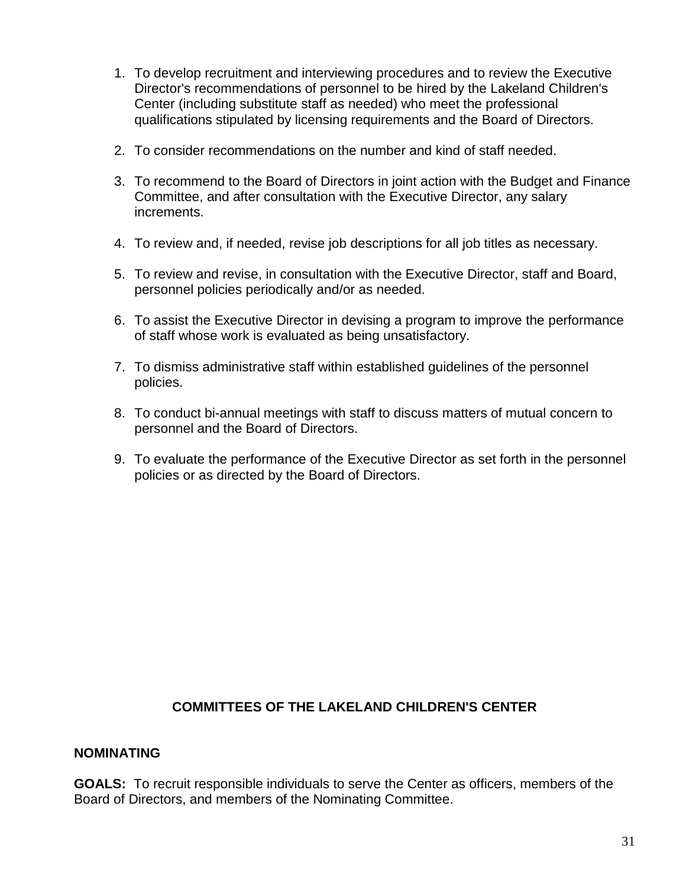1. To develop recruitment and interviewing procedures and to review the Executive Director's recommendations of personnel to be hired by the Lakeland Children's Center (including substitute staff as needed) who meet the professional qualifications stipulated by licensing requirements and the Board of Directors.

2. To consider recommendations on the number and kind of staff needed.

3. To recommend to the Board of Directors in joint action with the Budget and Finance Committee, and after consultation with the Executive Director, any salary increments.

4. To review and, if needed, revise job descriptions for all job titles as necessary.

5. To review and revise, in consultation with the Executive Director, staff and Board, personnel policies periodically and/or as needed.

6. To assist the Executive Director in devising a program to improve the performance of staff whose work is evaluated as being unsatisfactory.

7. To dismiss administrative staff within established guidelines of the personnel policies.

8. To conduct bi-annual meetings with staff to discuss matters of mutual concern to personnel and the Board of Directors.

9. To evaluate the performance of the Executive Director as set forth in the personnel policies or as directed by the Board of Directors.

## COMMITTEES OF THE LAKELAND CHILDREN'S CENTER

### NOMINATING

**GOALS:** To recruit responsible individuals to serve the Center as officers, members of the Board of Directors, and members of the Nominating Committee.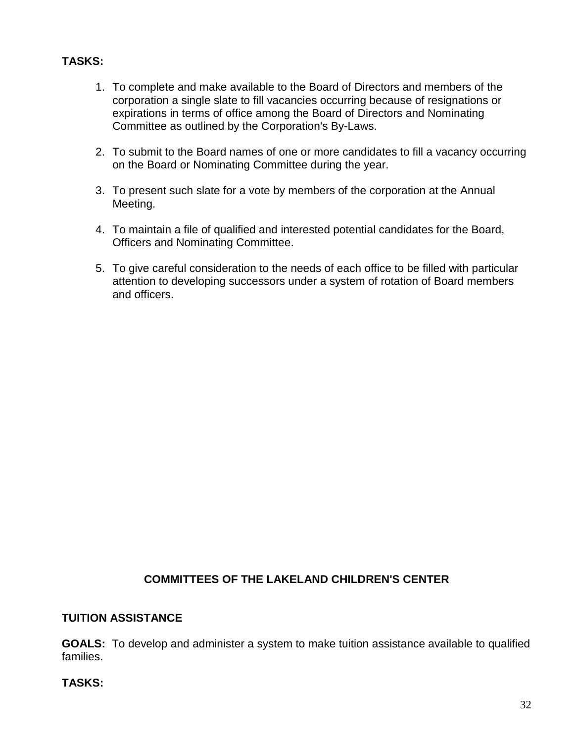**TASKS:**

1. To complete and make available to the Board of Directors and members of the corporation a single slate to fill vacancies occurring because of resignations or expirations in terms of office among the Board of Directors and Nominating Committee as outlined by the Corporation's By-Laws.

2. To submit to the Board names of one or more candidates to fill a vacancy occurring on the Board or Nominating Committee during the year.

3. To present such slate for a vote by members of the corporation at the Annual Meeting.

4. To maintain a file of qualified and interested potential candidates for the Board, Officers and Nominating Committee.

5. To give careful consideration to the needs of each office to be filled with particular attention to developing successors under a system of rotation of Board members and officers.

## COMMITTEES OF THE LAKELAND CHILDREN'S CENTER

### TUITION ASSISTANCE

**GOALS:** To develop and administer a system to make tuition assistance available to qualified families.

**TASKS:**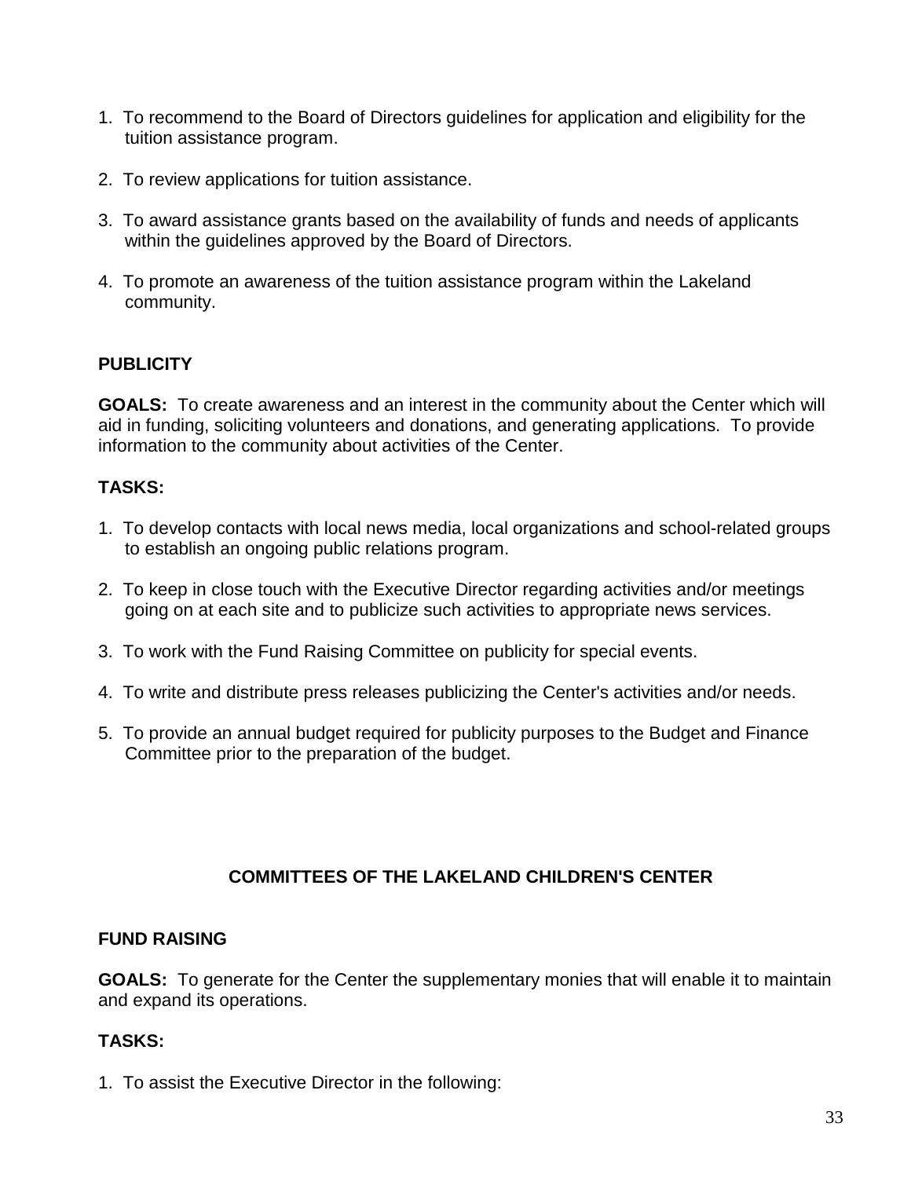1. To recommend to the Board of Directors guidelines for application and eligibility for the tuition assistance program.

2. To review applications for tuition assistance.

3. To award assistance grants based on the availability of funds and needs of applicants within the guidelines approved by the Board of Directors.

4. To promote an awareness of the tuition assistance program within the Lakeland community.

**PUBLICITY**

**GOALS:** To create awareness and an interest in the community about the Center which will aid in funding, soliciting volunteers and donations, and generating applications. To provide information to the community about activities of the Center.

**TASKS:**

1. To develop contacts with local news media, local organizations and school-related groups to establish an ongoing public relations program.

2. To keep in close touch with the Executive Director regarding activities and/or meetings going on at each site and to publicize such activities to appropriate news services.

3. To work with the Fund Raising Committee on publicity for special events.

4. To write and distribute press releases publicizing the Center's activities and/or needs.

5. To provide an annual budget required for publicity purposes to the Budget and Finance Committee prior to the preparation of the budget.

## COMMITTEES OF THE LAKELAND CHILDREN'S CENTER

**FUND RAISING**

**GOALS:** To generate for the Center the supplementary monies that will enable it to maintain and expand its operations.

**TASKS:**

1. To assist the Executive Director in the following: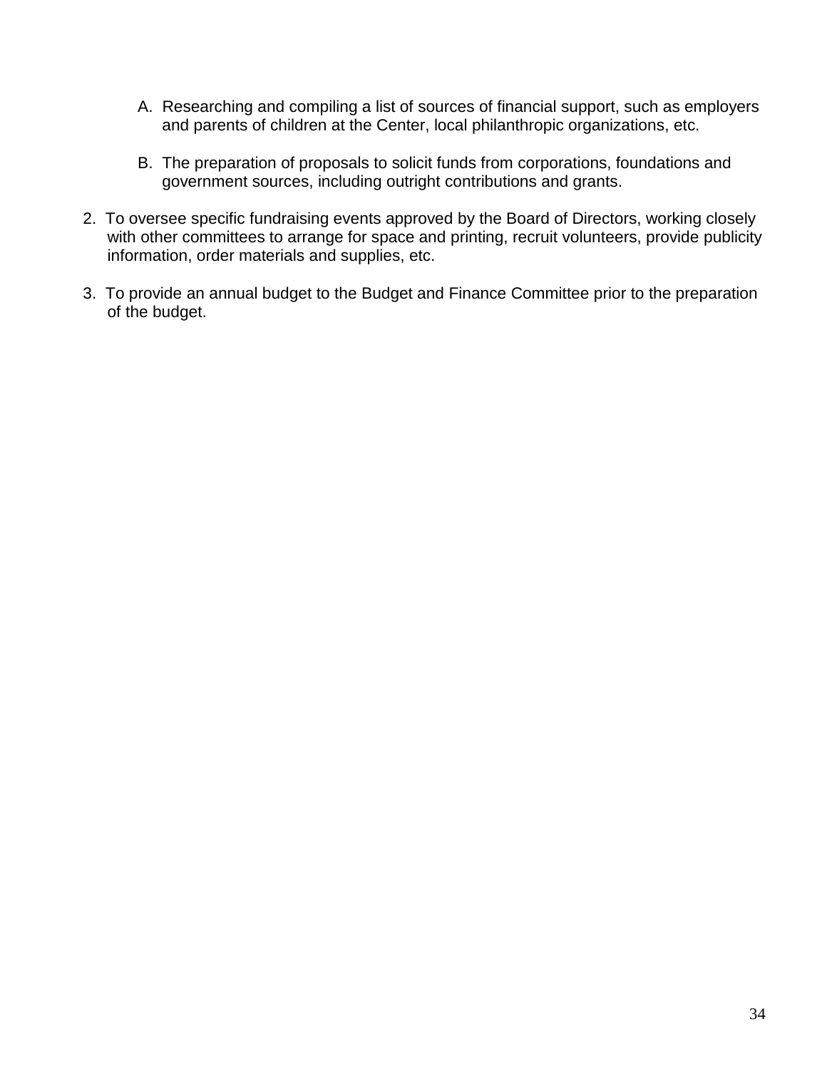A. Researching and compiling a list of sources of financial support, such as employers and parents of children at the Center, local philanthropic organizations, etc.

B. The preparation of proposals to solicit funds from corporations, foundations and government sources, including outright contributions and grants.

2. To oversee specific fundraising events approved by the Board of Directors, working closely with other committees to arrange for space and printing, recruit volunteers, provide publicity information, order materials and supplies, etc.

3. To provide an annual budget to the Budget and Finance Committee prior to the preparation of the budget.